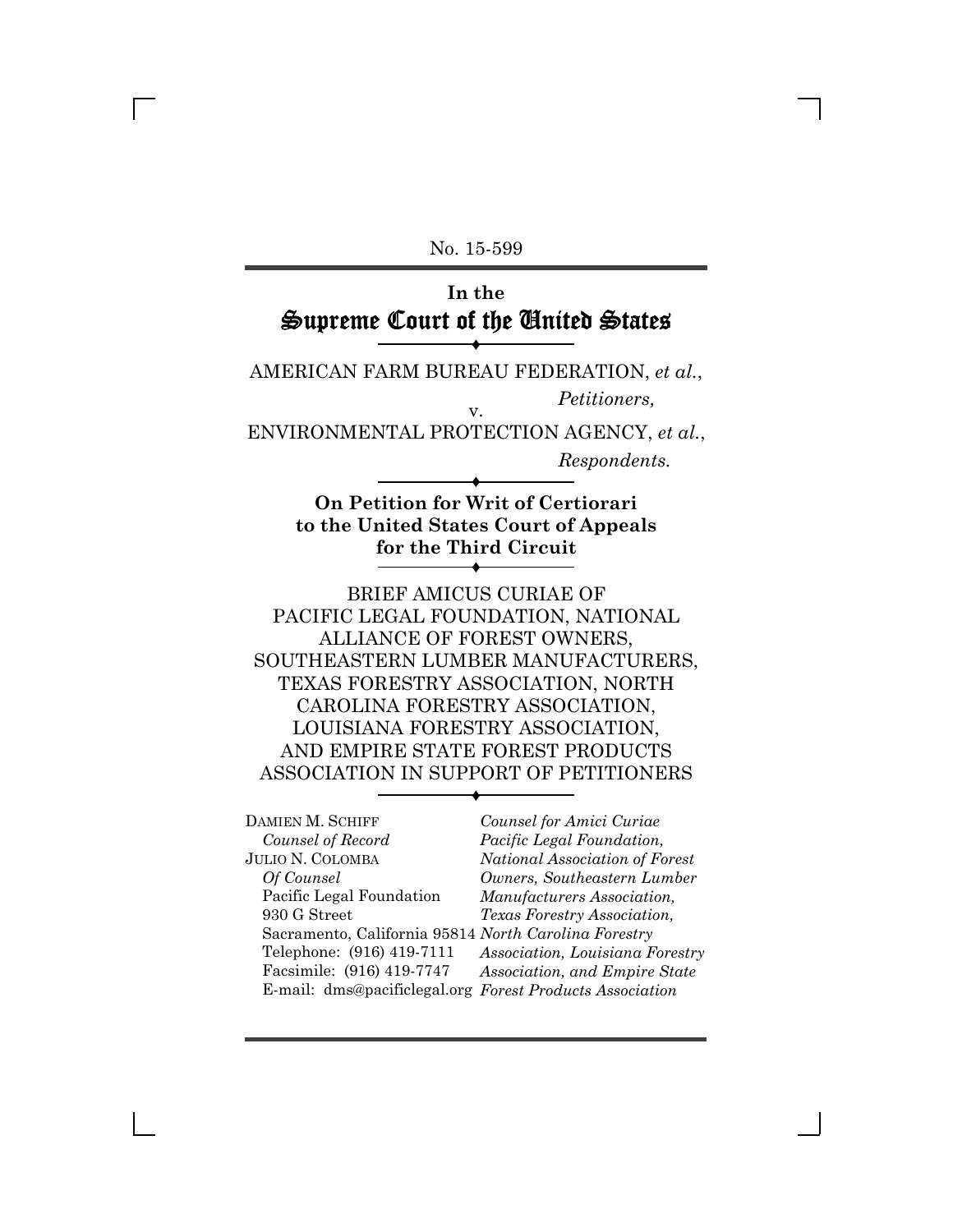No. 15-599

# In the
# Supreme Court of the United States

AMERICAN FARM BUREAU FEDERATION, *et al.*,

*Petitioners,*

v.

ENVIRONMENTAL PROTECTION AGENCY, *et al.*,

*Respondents.*

**On Petition for Writ of Certiorari to the United States Court of Appeals for the Third Circuit**

BRIEF AMICUS CURIAE OF PACIFIC LEGAL FOUNDATION, NATIONAL ALLIANCE OF FOREST OWNERS, SOUTHEASTERN LUMBER MANUFACTURERS, TEXAS FORESTRY ASSOCIATION, NORTH CAROLINA FORESTRY ASSOCIATION, LOUISIANA FORESTRY ASSOCIATION, AND EMPIRE STATE FOREST PRODUCTS ASSOCIATION IN SUPPORT OF PETITIONERS

DAMIEN M. SCHIFF
*Counsel of Record*
JULIO N. COLOMBA
*Of Counsel*
Pacific Legal Foundation
930 G Street
Sacramento, California 95814
Telephone: (916) 419-7111
Facsimile: (916) 419-7747
E-mail: dms@pacificlegal.org

*Counsel for Amici Curiae Pacific Legal Foundation, National Association of Forest Owners, Southeastern Lumber Manufacturers Association, Texas Forestry Association, North Carolina Forestry Association, Louisiana Forestry Association, and Empire State Forest Products Association*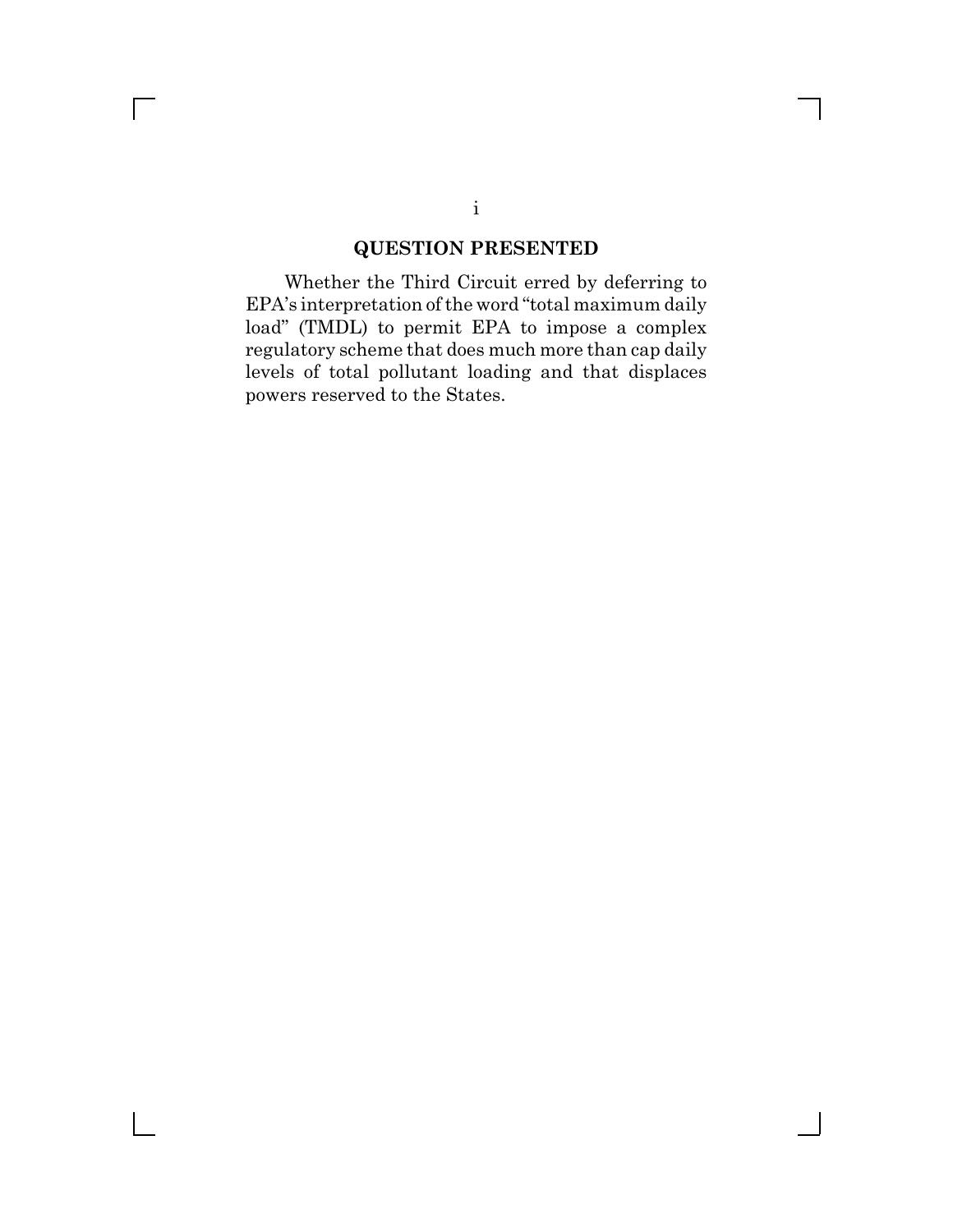## QUESTION PRESENTED

Whether the Third Circuit erred by deferring to EPA's interpretation of the word "total maximum daily load" (TMDL) to permit EPA to impose a complex regulatory scheme that does much more than cap daily levels of total pollutant loading and that displaces powers reserved to the States.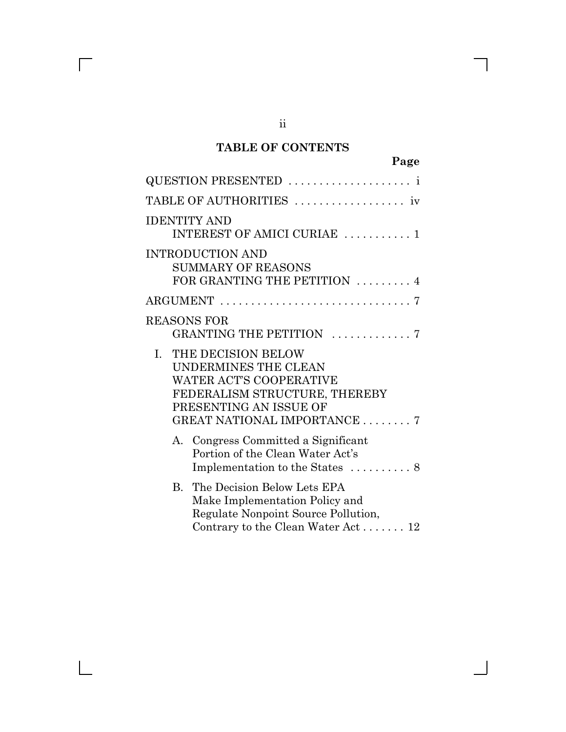## TABLE OF CONTENTS

**Page**

QUESTION PRESENTED . . . . . . . . . . . . . . . . . . . . i

TABLE OF AUTHORITIES . . . . . . . . . . . . . . . . . . iv

IDENTITY AND
INTEREST OF AMICI CURIAE . . . . . . . . . . . 1

INTRODUCTION AND
SUMMARY OF REASONS
FOR GRANTING THE PETITION . . . . . . . . . 4

ARGUMENT . . . . . . . . . . . . . . . . . . . . . . . . . . . . . . 7

REASONS FOR
GRANTING THE PETITION . . . . . . . . . . . . . 7

I. THE DECISION BELOW UNDERMINES THE CLEAN WATER ACT'S COOPERATIVE FEDERALISM STRUCTURE, THEREBY PRESENTING AN ISSUE OF GREAT NATIONAL IMPORTANCE . . . . . . . . 7

   A. Congress Committed a Significant Portion of the Clean Water Act's Implementation to the States . . . . . . . . . . 8

   B. The Decision Below Lets EPA Make Implementation Policy and Regulate Nonpoint Source Pollution, Contrary to the Clean Water Act . . . . . . . 12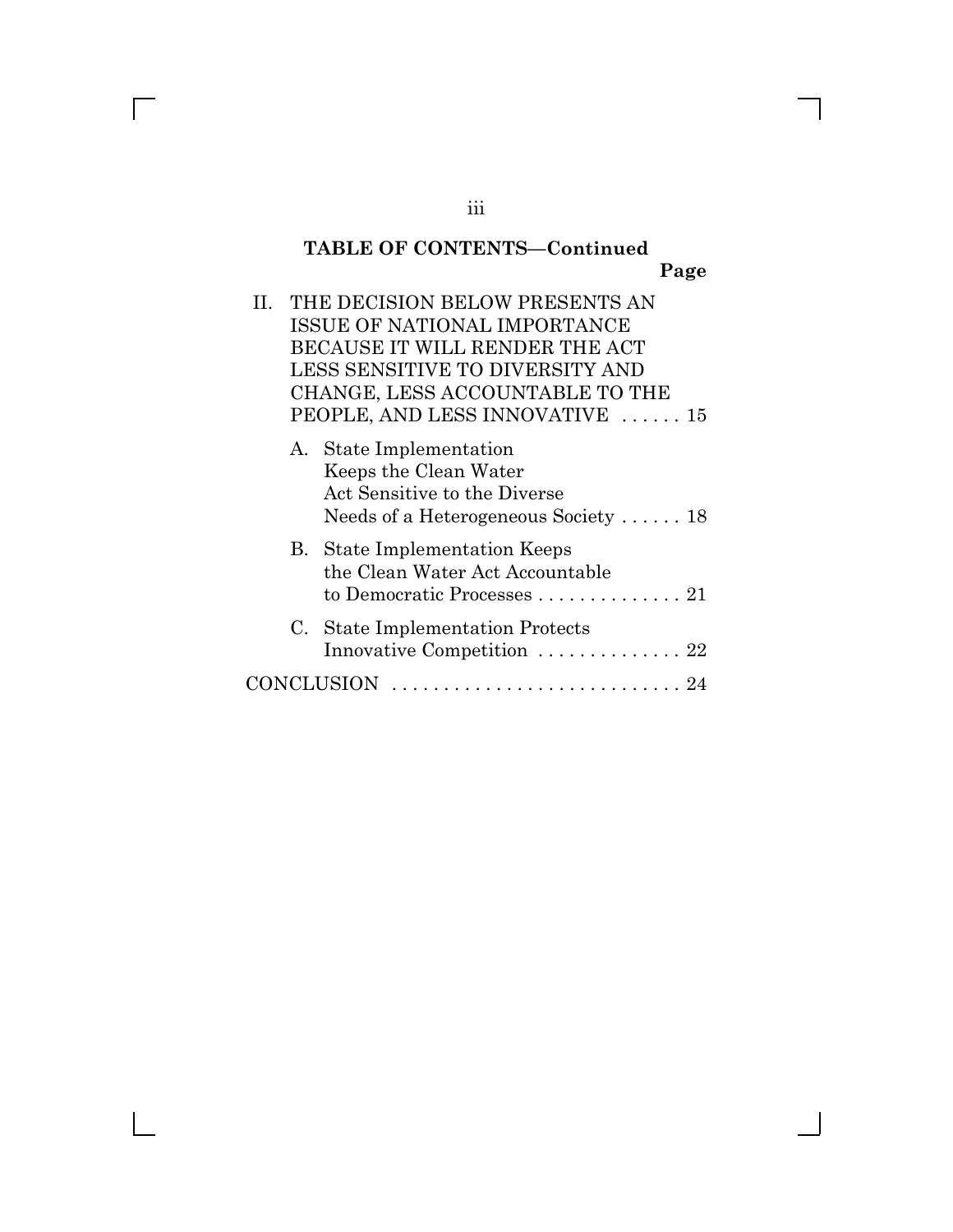**TABLE OF CONTENTS—Continued**

| | Page |
|---|---|
| II. THE DECISION BELOW PRESENTS AN ISSUE OF NATIONAL IMPORTANCE BECAUSE IT WILL RENDER THE ACT LESS SENSITIVE TO DIVERSITY AND CHANGE, LESS ACCOUNTABLE TO THE PEOPLE, AND LESS INNOVATIVE | 15 |
| A. State Implementation Keeps the Clean Water Act Sensitive to the Diverse Needs of a Heterogeneous Society | 18 |
| B. State Implementation Keeps the Clean Water Act Accountable to Democratic Processes | 21 |
| C. State Implementation Protects Innovative Competition | 22 |
| CONCLUSION | 24 |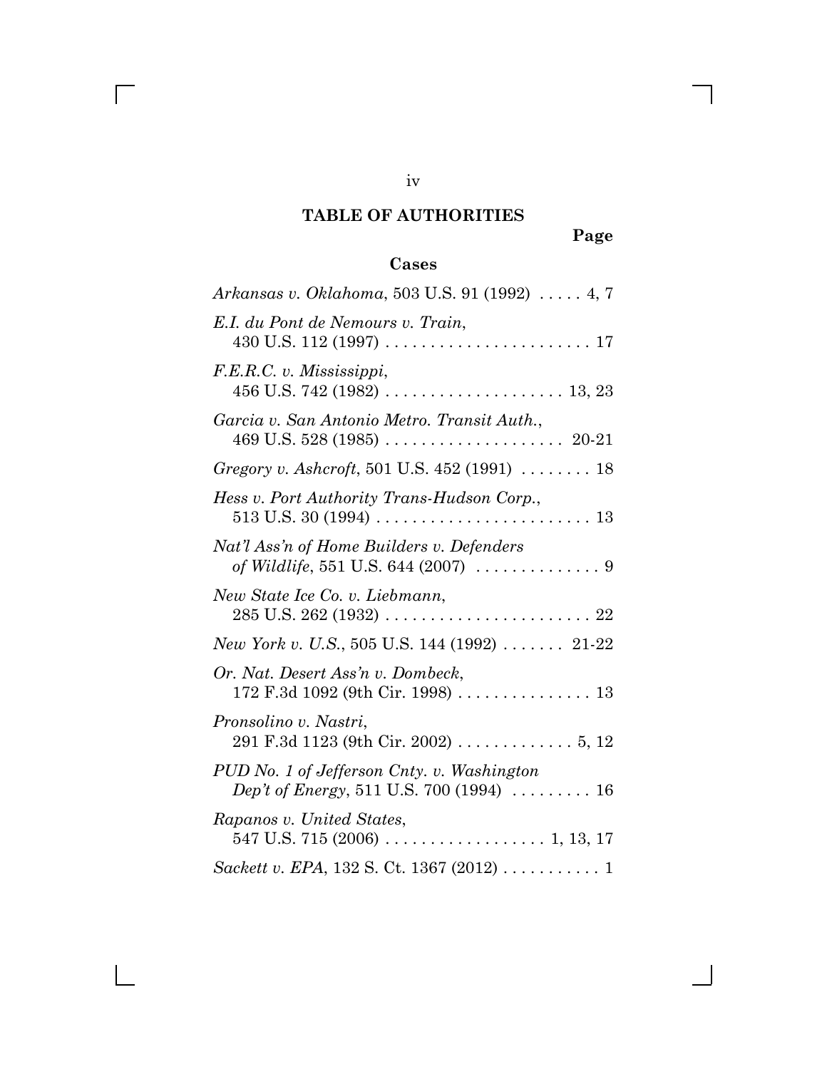## TABLE OF AUTHORITIES

**Page**

### Cases

*Arkansas v. Oklahoma*, 503 U.S. 91 (1992) . . . . . 4, 7

*E.I. du Pont de Nemours v. Train*, 430 U.S. 112 (1997) . . . . . . . . . . . . . . . . . . . . . . . 17

*F.E.R.C. v. Mississippi*, 456 U.S. 742 (1982) . . . . . . . . . . . . . . . . . . . . 13, 23

*Garcia v. San Antonio Metro. Transit Auth.*, 469 U.S. 528 (1985) . . . . . . . . . . . . . . . . . . . . 20-21

*Gregory v. Ashcroft*, 501 U.S. 452 (1991) . . . . . . . . 18

*Hess v. Port Authority Trans-Hudson Corp.*, 513 U.S. 30 (1994) . . . . . . . . . . . . . . . . . . . . . . . . 13

*Nat'l Ass'n of Home Builders v. Defenders of Wildlife*, 551 U.S. 644 (2007) . . . . . . . . . . . . . . 9

*New State Ice Co. v. Liebmann*, 285 U.S. 262 (1932) . . . . . . . . . . . . . . . . . . . . . . . 22

*New York v. U.S.*, 505 U.S. 144 (1992) . . . . . . . 21-22

*Or. Nat. Desert Ass'n v. Dombeck*, 172 F.3d 1092 (9th Cir. 1998) . . . . . . . . . . . . . . . 13

*Pronsolino v. Nastri*, 291 F.3d 1123 (9th Cir. 2002) . . . . . . . . . . . . . 5, 12

*PUD No. 1 of Jefferson Cnty. v. Washington Dep't of Energy*, 511 U.S. 700 (1994) . . . . . . . . . 16

*Rapanos v. United States*, 547 U.S. 715 (2006) . . . . . . . . . . . . . . . . . . 1, 13, 17

*Sackett v. EPA*, 132 S. Ct. 1367 (2012) . . . . . . . . . . . 1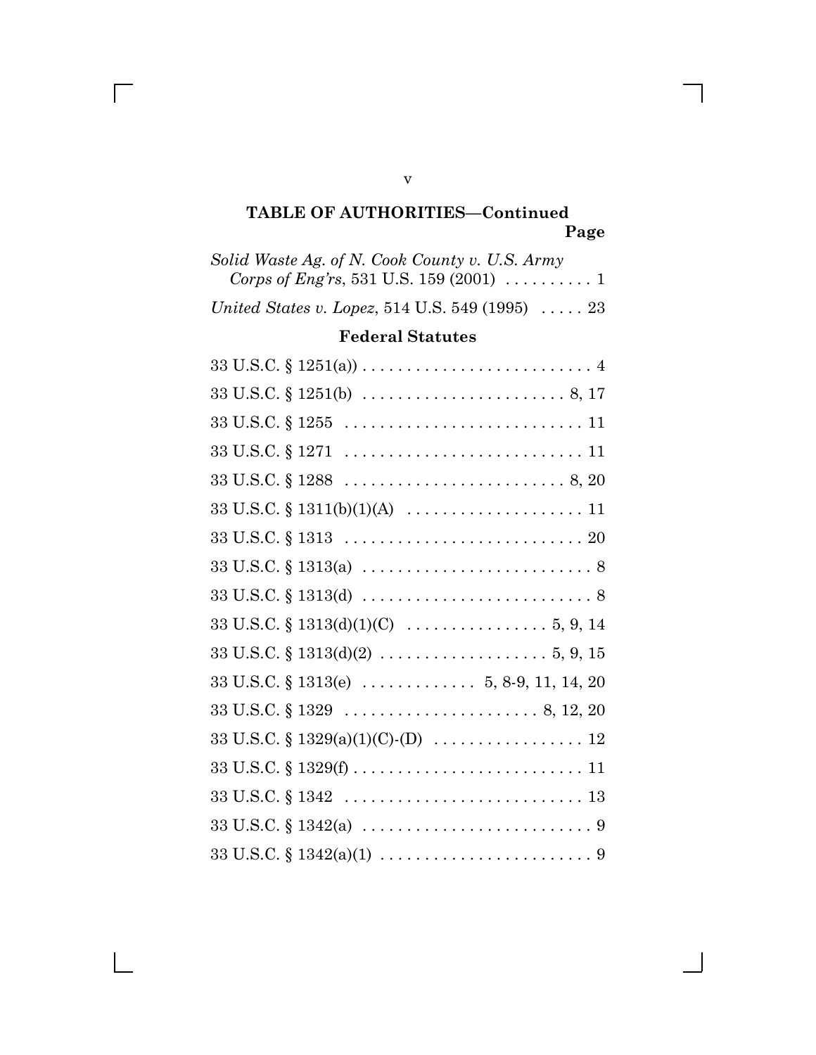## TABLE OF AUTHORITIES—Continued

Page

*Solid Waste Ag. of N. Cook County v. U.S. Army Corps of Eng'rs*, 531 U.S. 159 (2001) . . . . . . . . . . 1

*United States v. Lopez*, 514 U.S. 549 (1995) . . . . . 23

### Federal Statutes

33 U.S.C. § 1251(a)) . . . . . . . . . . . . . . . . . . . . . . . . . . 4

33 U.S.C. § 1251(b) . . . . . . . . . . . . . . . . . . . . . . . . 8, 17

33 U.S.C. § 1255 . . . . . . . . . . . . . . . . . . . . . . . . . . . 11

33 U.S.C. § 1271 . . . . . . . . . . . . . . . . . . . . . . . . . . . 11

33 U.S.C. § 1288 . . . . . . . . . . . . . . . . . . . . . . . . . 8, 20

33 U.S.C. § 1311(b)(1)(A) . . . . . . . . . . . . . . . . . . . . 11

33 U.S.C. § 1313 . . . . . . . . . . . . . . . . . . . . . . . . . . . 20

33 U.S.C. § 1313(a) . . . . . . . . . . . . . . . . . . . . . . . . . . 8

33 U.S.C. § 1313(d) . . . . . . . . . . . . . . . . . . . . . . . . . . 8

33 U.S.C. § 1313(d)(1)(C) . . . . . . . . . . . . . . . . 5, 9, 14

33 U.S.C. § 1313(d)(2) . . . . . . . . . . . . . . . . . . . 5, 9, 15

33 U.S.C. § 1313(e) . . . . . . . . . . . . . 5, 8-9, 11, 14, 20

33 U.S.C. § 1329 . . . . . . . . . . . . . . . . . . . . . . 8, 12, 20

33 U.S.C. § 1329(a)(1)(C)-(D) . . . . . . . . . . . . . . . . . 12

33 U.S.C. § 1329(f) . . . . . . . . . . . . . . . . . . . . . . . . . . 11

33 U.S.C. § 1342 . . . . . . . . . . . . . . . . . . . . . . . . . . . 13

33 U.S.C. § 1342(a) . . . . . . . . . . . . . . . . . . . . . . . . . . 9

33 U.S.C. § 1342(a)(1) . . . . . . . . . . . . . . . . . . . . . . . . 9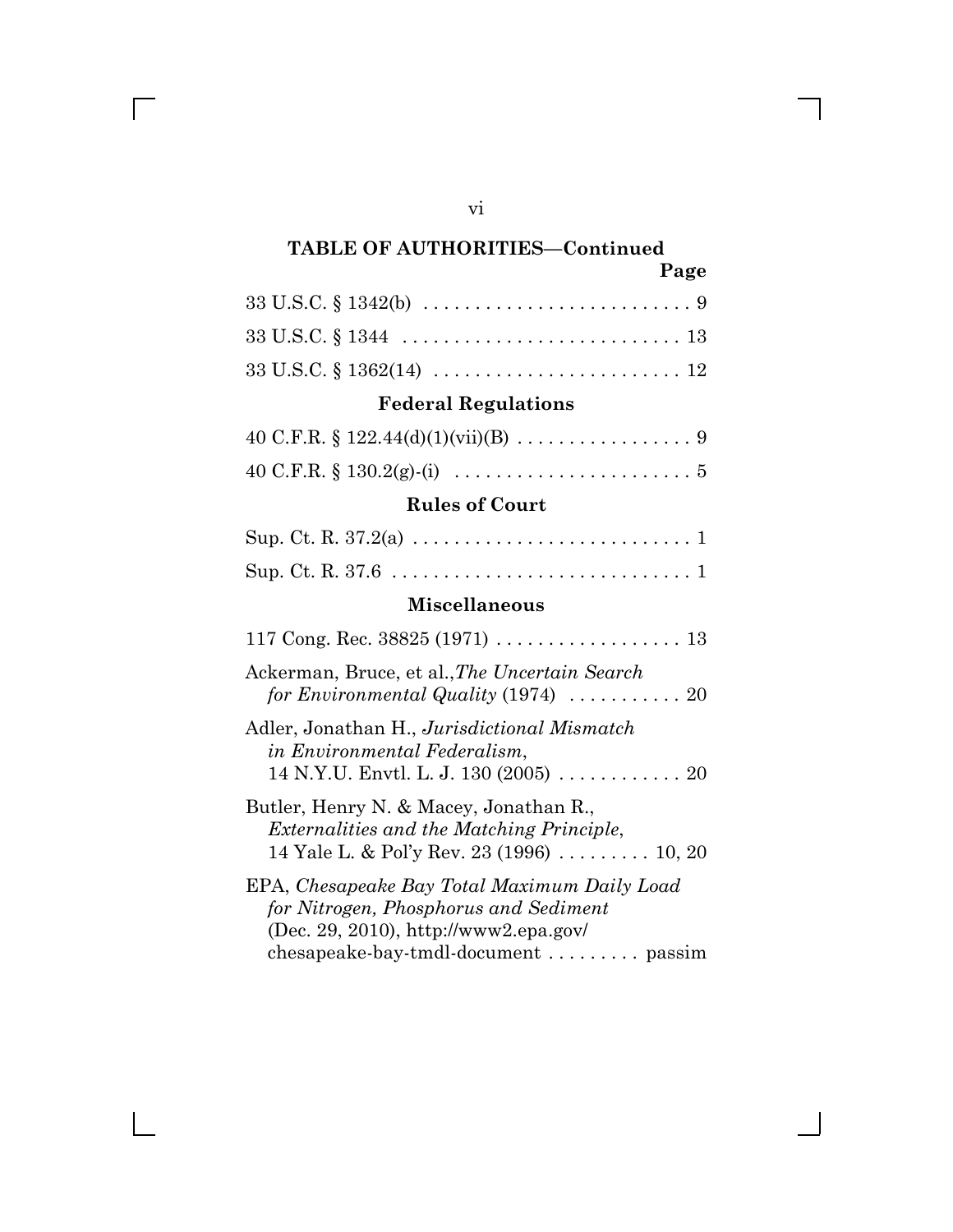**TABLE OF AUTHORITIES—Continued**

**Page**

33 U.S.C. § 1342(b) . . . . . . . . . . . . . . . . . . . . . . . . . . 9

33 U.S.C. § 1344 . . . . . . . . . . . . . . . . . . . . . . . . . . . 13

33 U.S.C. § 1362(14) . . . . . . . . . . . . . . . . . . . . . . . . 12

### Federal Regulations

40 C.F.R. § 122.44(d)(1)(vii)(B) . . . . . . . . . . . . . . . . . 9

40 C.F.R. § 130.2(g)-(i) . . . . . . . . . . . . . . . . . . . . . . . 5

### Rules of Court

Sup. Ct. R. 37.2(a) . . . . . . . . . . . . . . . . . . . . . . . . . . . 1

Sup. Ct. R. 37.6 . . . . . . . . . . . . . . . . . . . . . . . . . . . . . 1

### Miscellaneous

117 Cong. Rec. 38825 (1971) . . . . . . . . . . . . . . . . . . 13

Ackerman, Bruce, et al.,*The Uncertain Search for Environmental Quality* (1974) . . . . . . . . . . . 20

Adler, Jonathan H., *Jurisdictional Mismatch in Environmental Federalism*, 14 N.Y.U. Envtl. L. J. 130 (2005) . . . . . . . . . . . . 20

Butler, Henry N. & Macey, Jonathan R., *Externalities and the Matching Principle*, 14 Yale L. & Pol'y Rev. 23 (1996) . . . . . . . . . 10, 20

EPA, *Chesapeake Bay Total Maximum Daily Load for Nitrogen, Phosphorus and Sediment* (Dec. 29, 2010), http://www2.epa.gov/chesapeake-bay-tmdl-document . . . . . . . . . passim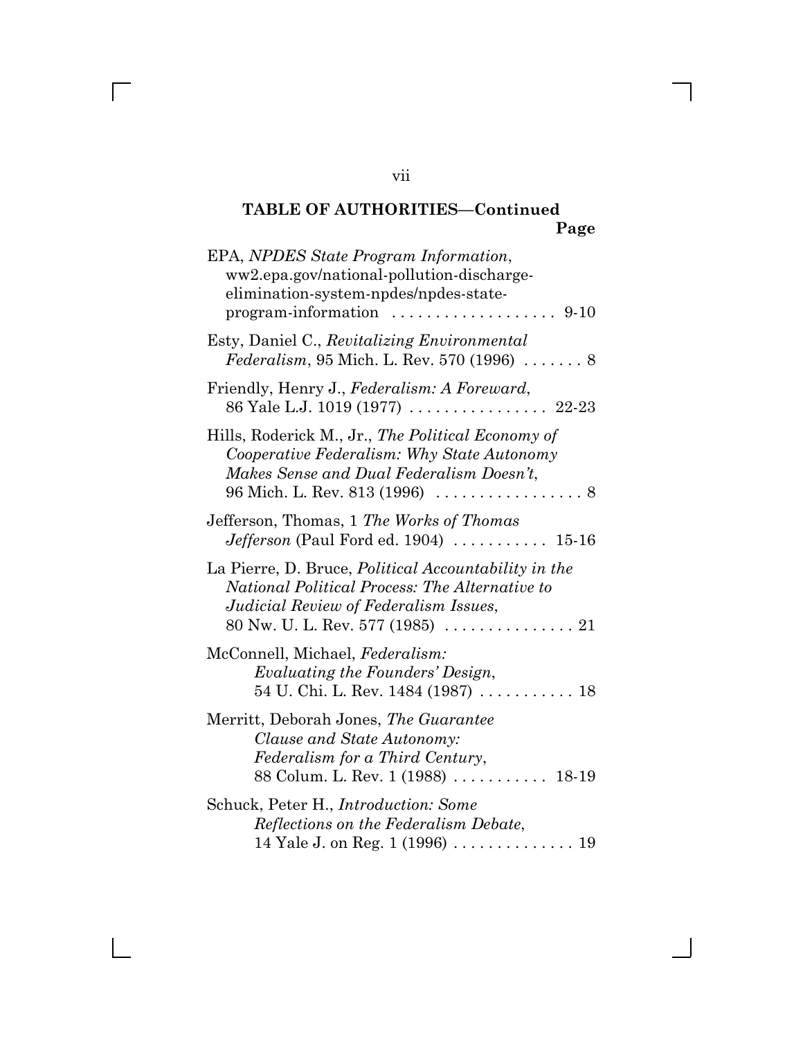**TABLE OF AUTHORITIES—Continued**

**Page**

EPA, *NPDES State Program Information*, ww2.epa.gov/national-pollution-discharge-elimination-system-npdes/npdes-state-program-information .................. 9-10

Esty, Daniel C., *Revitalizing Environmental Federalism*, 95 Mich. L. Rev. 570 (1996) ....... 8

Friendly, Henry J., *Federalism: A Foreward*, 86 Yale L.J. 1019 (1977) ................ 22-23

Hills, Roderick M., Jr., *The Political Economy of Cooperative Federalism: Why State Autonomy Makes Sense and Dual Federalism Doesn't*, 96 Mich. L. Rev. 813 (1996) ................. 8

Jefferson, Thomas, 1 *The Works of Thomas Jefferson* (Paul Ford ed. 1904) ........... 15-16

La Pierre, D. Bruce, *Political Accountability in the National Political Process: The Alternative to Judicial Review of Federalism Issues*, 80 Nw. U. L. Rev. 577 (1985) ............... 21

McConnell, Michael, *Federalism: Evaluating the Founders' Design*, 54 U. Chi. L. Rev. 1484 (1987) ........... 18

Merritt, Deborah Jones, *The Guarantee Clause and State Autonomy: Federalism for a Third Century*, 88 Colum. L. Rev. 1 (1988) ........... 18-19

Schuck, Peter H., *Introduction: Some Reflections on the Federalism Debate*, 14 Yale J. on Reg. 1 (1996) .............. 19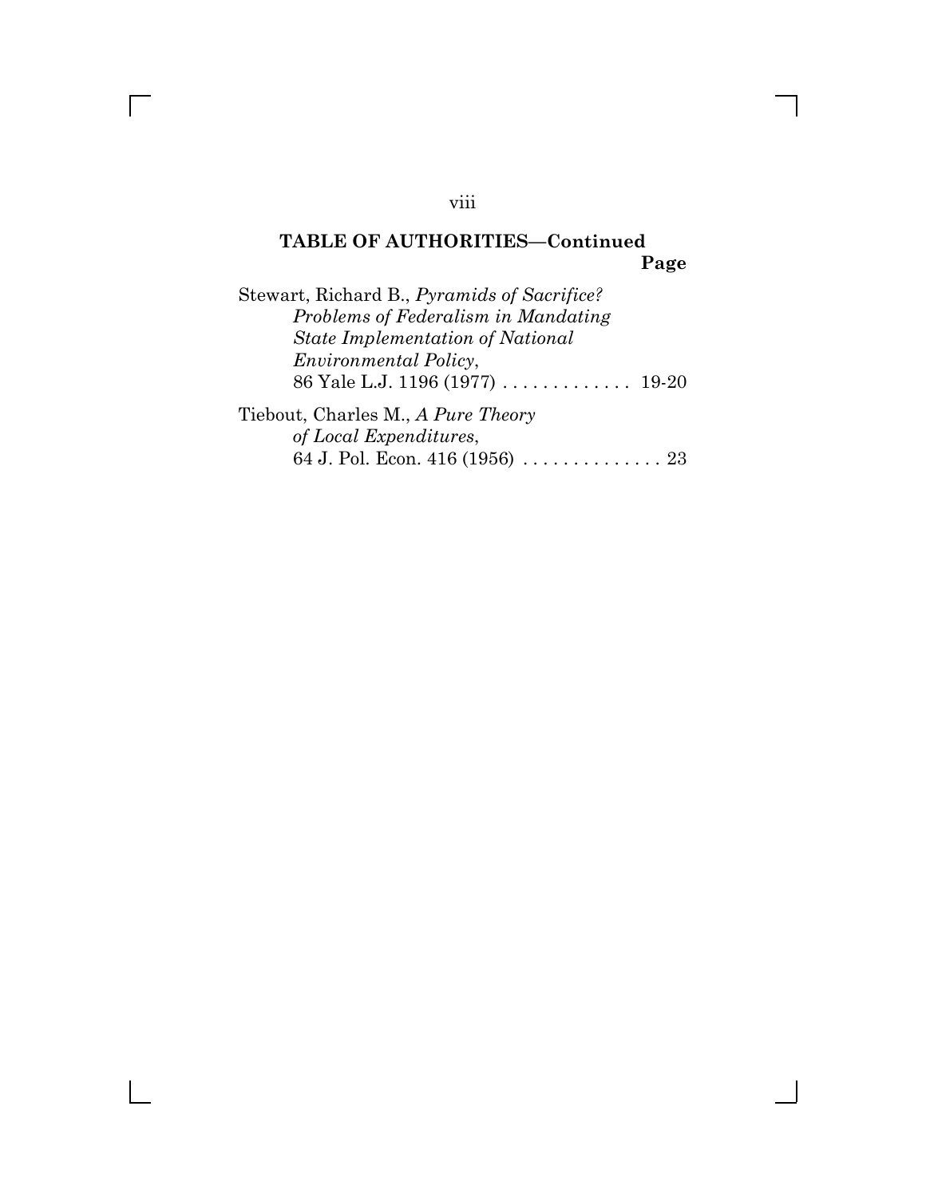## TABLE OF AUTHORITIES—Continued

**Page**

Stewart, Richard B., *Pyramids of Sacrifice? Problems of Federalism in Mandating State Implementation of National Environmental Policy*, 86 Yale L.J. 1196 (1977) . . . . . . . . . . . . . 19-20

Tiebout, Charles M., *A Pure Theory of Local Expenditures*, 64 J. Pol. Econ. 416 (1956) . . . . . . . . . . . . . . 23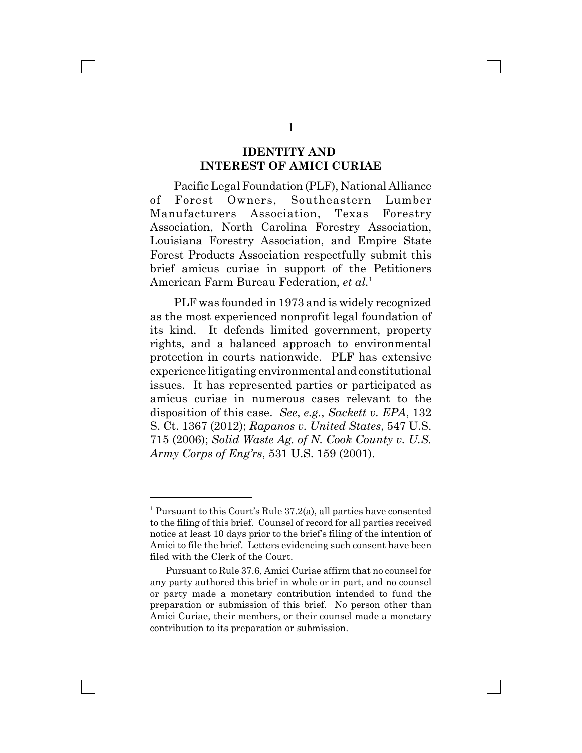## IDENTITY AND INTEREST OF AMICI CURIAE

Pacific Legal Foundation (PLF), National Alliance of Forest Owners, Southeastern Lumber Manufacturers Association, Texas Forestry Association, North Carolina Forestry Association, Louisiana Forestry Association, and Empire State Forest Products Association respectfully submit this brief amicus curiae in support of the Petitioners American Farm Bureau Federation, *et al.*[1]

PLF was founded in 1973 and is widely recognized as the most experienced nonprofit legal foundation of its kind. It defends limited government, property rights, and a balanced approach to environmental protection in courts nationwide. PLF has extensive experience litigating environmental and constitutional issues. It has represented parties or participated as amicus curiae in numerous cases relevant to the disposition of this case. *See*, *e.g.*, *Sackett v. EPA*, 132 S. Ct. 1367 (2012); *Rapanos v. United States*, 547 U.S. 715 (2006); *Solid Waste Ag. of N. Cook County v. U.S. Army Corps of Eng'rs*, 531 U.S. 159 (2001).

---

[1] Pursuant to this Court's Rule 37.2(a), all parties have consented to the filing of this brief. Counsel of record for all parties received notice at least 10 days prior to the brief's filing of the intention of Amici to file the brief. Letters evidencing such consent have been filed with the Clerk of the Court.

Pursuant to Rule 37.6, Amici Curiae affirm that no counsel for any party authored this brief in whole or in part, and no counsel or party made a monetary contribution intended to fund the preparation or submission of this brief. No person other than Amici Curiae, their members, or their counsel made a monetary contribution to its preparation or submission.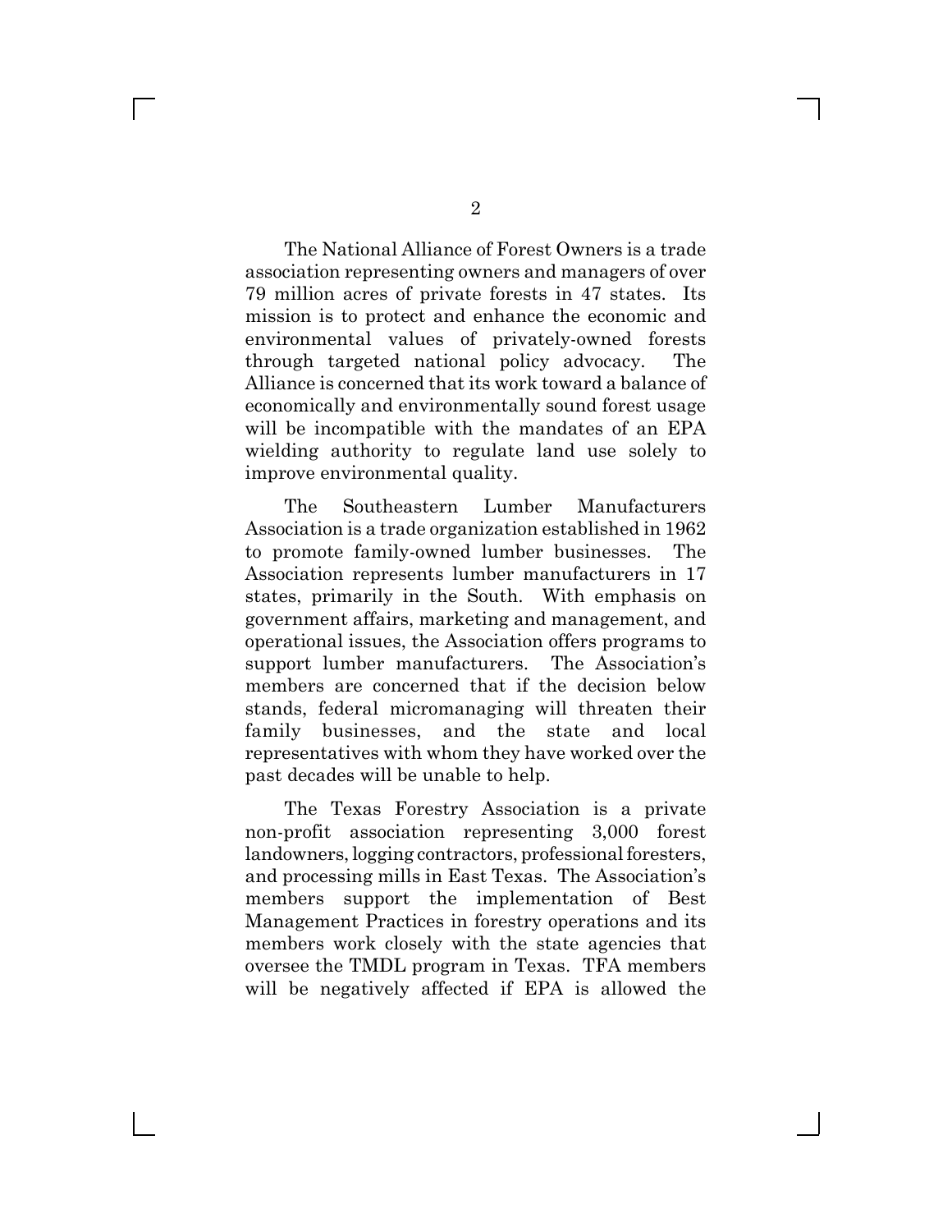The National Alliance of Forest Owners is a trade association representing owners and managers of over 79 million acres of private forests in 47 states. Its mission is to protect and enhance the economic and environmental values of privately-owned forests through targeted national policy advocacy. The Alliance is concerned that its work toward a balance of economically and environmentally sound forest usage will be incompatible with the mandates of an EPA wielding authority to regulate land use solely to improve environmental quality.

The Southeastern Lumber Manufacturers Association is a trade organization established in 1962 to promote family-owned lumber businesses. The Association represents lumber manufacturers in 17 states, primarily in the South. With emphasis on government affairs, marketing and management, and operational issues, the Association offers programs to support lumber manufacturers. The Association's members are concerned that if the decision below stands, federal micromanaging will threaten their family businesses, and the state and local representatives with whom they have worked over the past decades will be unable to help.

The Texas Forestry Association is a private non-profit association representing 3,000 forest landowners, logging contractors, professional foresters, and processing mills in East Texas. The Association's members support the implementation of Best Management Practices in forestry operations and its members work closely with the state agencies that oversee the TMDL program in Texas. TFA members will be negatively affected if EPA is allowed the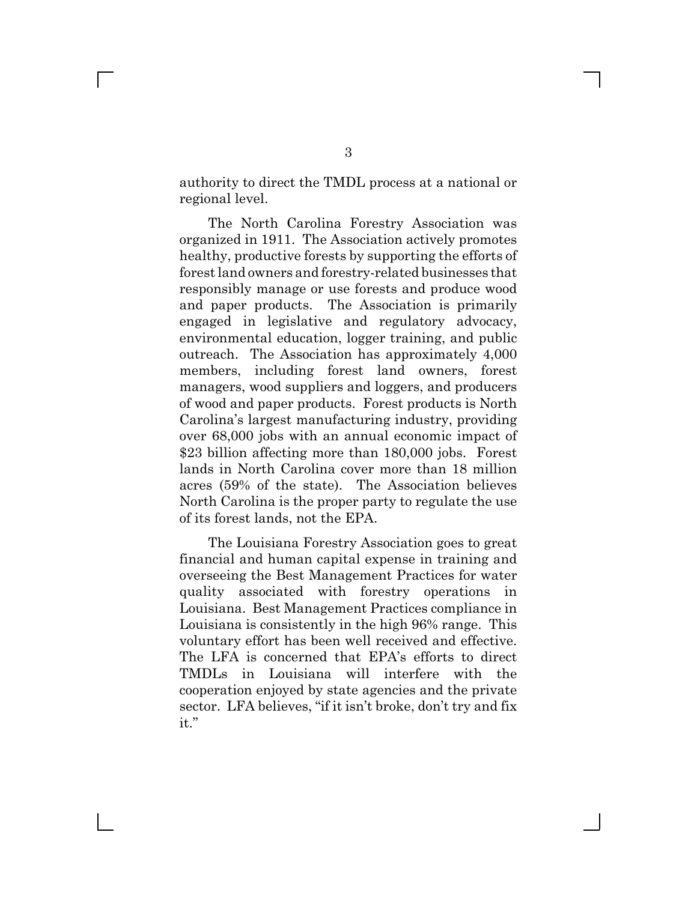authority to direct the TMDL process at a national or regional level.

The North Carolina Forestry Association was organized in 1911. The Association actively promotes healthy, productive forests by supporting the efforts of forest land owners and forestry-related businesses that responsibly manage or use forests and produce wood and paper products. The Association is primarily engaged in legislative and regulatory advocacy, environmental education, logger training, and public outreach. The Association has approximately 4,000 members, including forest land owners, forest managers, wood suppliers and loggers, and producers of wood and paper products. Forest products is North Carolina's largest manufacturing industry, providing over 68,000 jobs with an annual economic impact of $23 billion affecting more than 180,000 jobs. Forest lands in North Carolina cover more than 18 million acres (59% of the state). The Association believes North Carolina is the proper party to regulate the use of its forest lands, not the EPA.

The Louisiana Forestry Association goes to great financial and human capital expense in training and overseeing the Best Management Practices for water quality associated with forestry operations in Louisiana. Best Management Practices compliance in Louisiana is consistently in the high 96% range. This voluntary effort has been well received and effective. The LFA is concerned that EPA's efforts to direct TMDLs in Louisiana will interfere with the cooperation enjoyed by state agencies and the private sector. LFA believes, "if it isn't broke, don't try and fix it."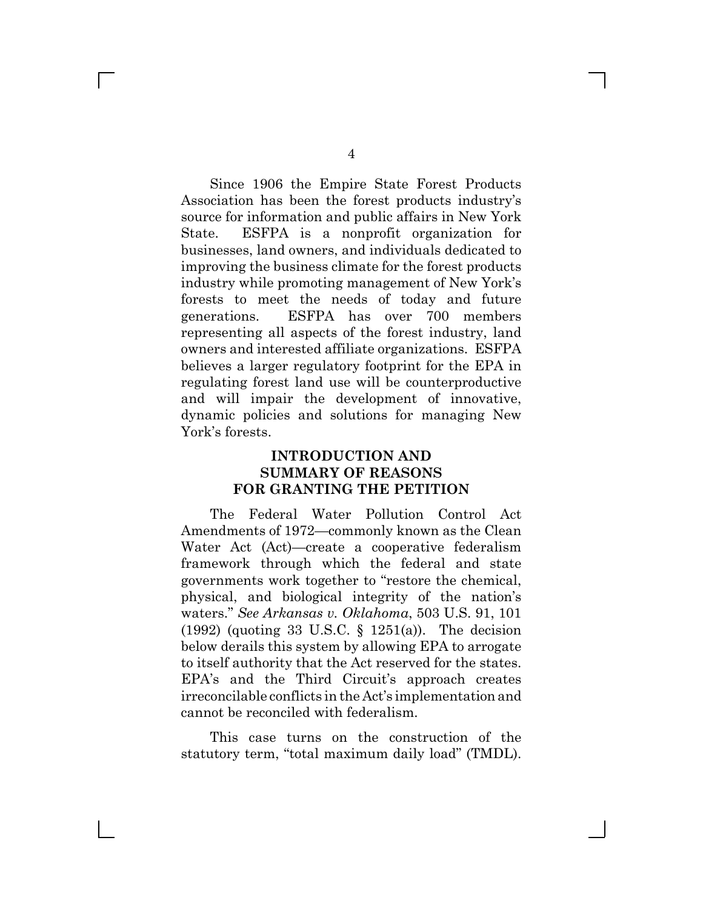Since 1906 the Empire State Forest Products Association has been the forest products industry's source for information and public affairs in New York State. ESFPA is a nonprofit organization for businesses, land owners, and individuals dedicated to improving the business climate for the forest products industry while promoting management of New York's forests to meet the needs of today and future generations. ESFPA has over 700 members representing all aspects of the forest industry, land owners and interested affiliate organizations. ESFPA believes a larger regulatory footprint for the EPA in regulating forest land use will be counterproductive and will impair the development of innovative, dynamic policies and solutions for managing New York's forests.

## INTRODUCTION AND SUMMARY OF REASONS FOR GRANTING THE PETITION

The Federal Water Pollution Control Act Amendments of 1972—commonly known as the Clean Water Act (Act)—create a cooperative federalism framework through which the federal and state governments work together to "restore the chemical, physical, and biological integrity of the nation's waters." *See Arkansas v. Oklahoma*, 503 U.S. 91, 101 (1992) (quoting 33 U.S.C. § 1251(a)). The decision below derails this system by allowing EPA to arrogate to itself authority that the Act reserved for the states. EPA's and the Third Circuit's approach creates irreconcilable conflicts in the Act's implementation and cannot be reconciled with federalism.

This case turns on the construction of the statutory term, "total maximum daily load" (TMDL).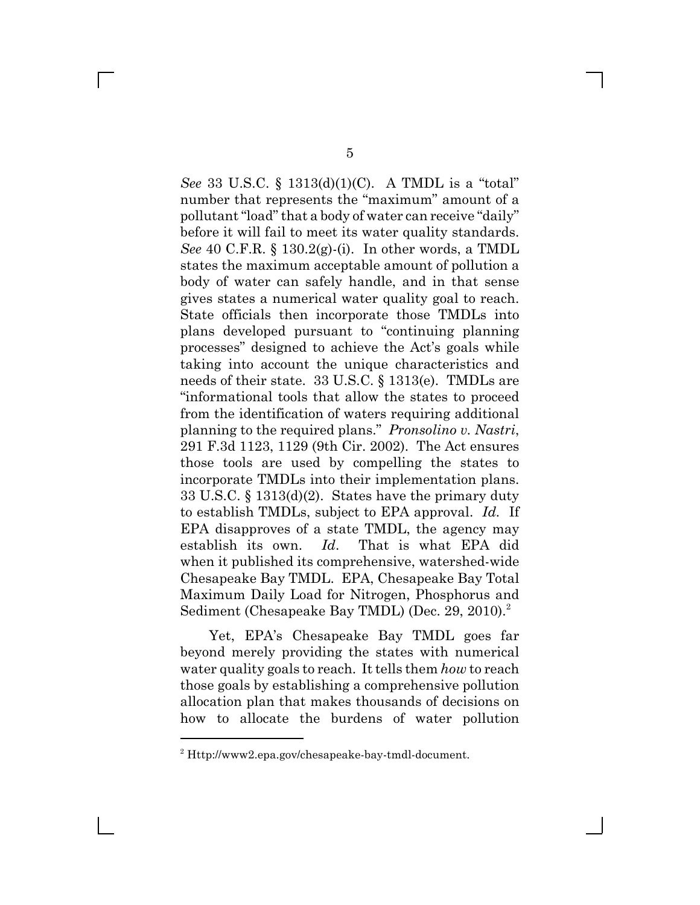*See* 33 U.S.C. § 1313(d)(1)(C). A TMDL is a "total" number that represents the "maximum" amount of a pollutant "load" that a body of water can receive "daily" before it will fail to meet its water quality standards. *See* 40 C.F.R. § 130.2(g)-(i). In other words, a TMDL states the maximum acceptable amount of pollution a body of water can safely handle, and in that sense gives states a numerical water quality goal to reach. State officials then incorporate those TMDLs into plans developed pursuant to "continuing planning processes" designed to achieve the Act's goals while taking into account the unique characteristics and needs of their state. 33 U.S.C. § 1313(e). TMDLs are "informational tools that allow the states to proceed from the identification of waters requiring additional planning to the required plans." *Pronsolino v. Nastri*, 291 F.3d 1123, 1129 (9th Cir. 2002). The Act ensures those tools are used by compelling the states to incorporate TMDLs into their implementation plans. 33 U.S.C. § 1313(d)(2). States have the primary duty to establish TMDLs, subject to EPA approval. *Id.* If EPA disapproves of a state TMDL, the agency may establish its own. *Id.* That is what EPA did when it published its comprehensive, watershed-wide Chesapeake Bay TMDL. EPA, Chesapeake Bay Total Maximum Daily Load for Nitrogen, Phosphorus and Sediment (Chesapeake Bay TMDL) (Dec. 29, 2010).[2]

Yet, EPA's Chesapeake Bay TMDL goes far beyond merely providing the states with numerical water quality goals to reach. It tells them *how* to reach those goals by establishing a comprehensive pollution allocation plan that makes thousands of decisions on how to allocate the burdens of water pollution

---

[2] Http://www2.epa.gov/chesapeake-bay-tmdl-document.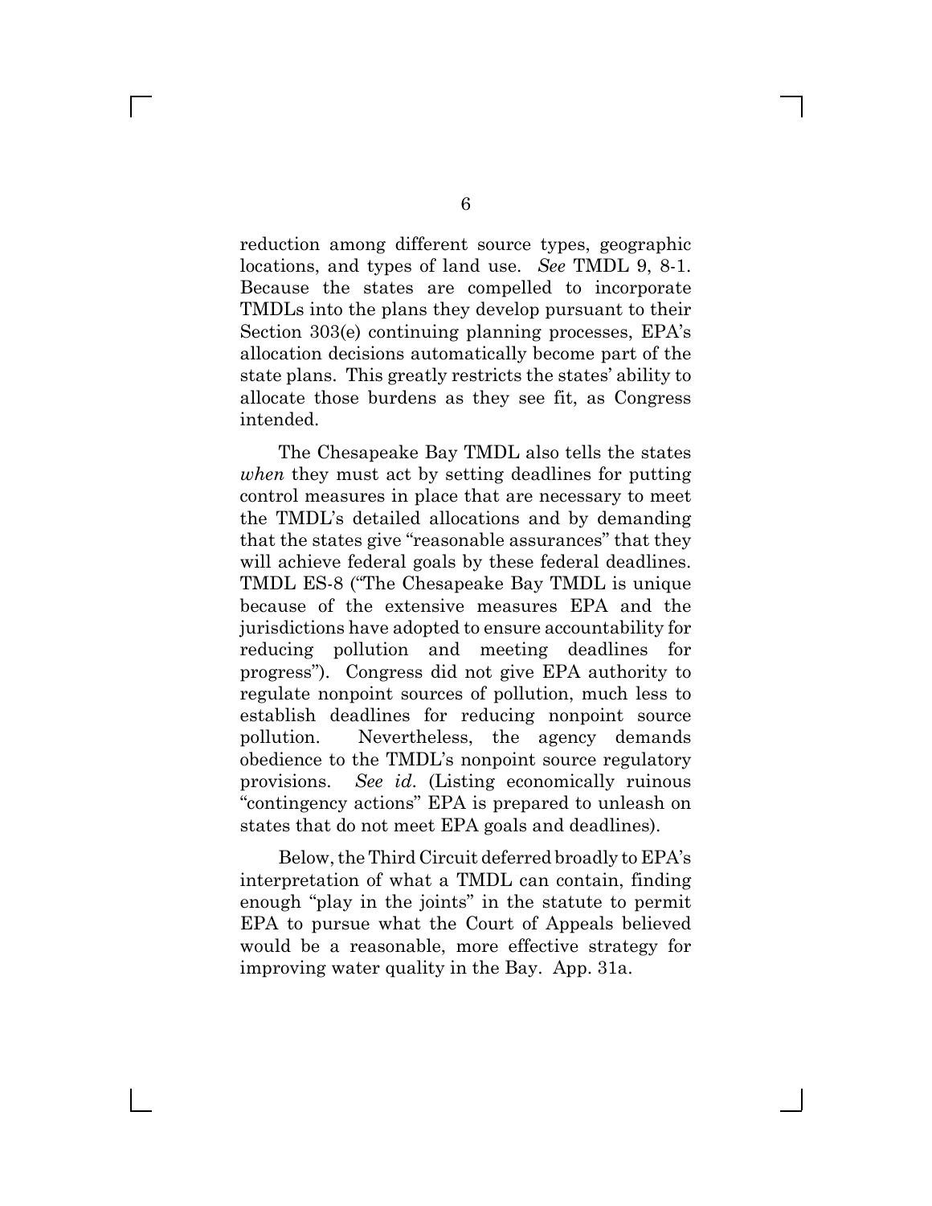reduction among different source types, geographic locations, and types of land use. *See* TMDL 9, 8-1. Because the states are compelled to incorporate TMDLs into the plans they develop pursuant to their Section 303(e) continuing planning processes, EPA's allocation decisions automatically become part of the state plans. This greatly restricts the states' ability to allocate those burdens as they see fit, as Congress intended.

The Chesapeake Bay TMDL also tells the states *when* they must act by setting deadlines for putting control measures in place that are necessary to meet the TMDL's detailed allocations and by demanding that the states give "reasonable assurances" that they will achieve federal goals by these federal deadlines. TMDL ES-8 ("The Chesapeake Bay TMDL is unique because of the extensive measures EPA and the jurisdictions have adopted to ensure accountability for reducing pollution and meeting deadlines for progress"). Congress did not give EPA authority to regulate nonpoint sources of pollution, much less to establish deadlines for reducing nonpoint source pollution. Nevertheless, the agency demands obedience to the TMDL's nonpoint source regulatory provisions. *See id*. (Listing economically ruinous "contingency actions" EPA is prepared to unleash on states that do not meet EPA goals and deadlines).

Below, the Third Circuit deferred broadly to EPA's interpretation of what a TMDL can contain, finding enough "play in the joints" in the statute to permit EPA to pursue what the Court of Appeals believed would be a reasonable, more effective strategy for improving water quality in the Bay. App. 31a.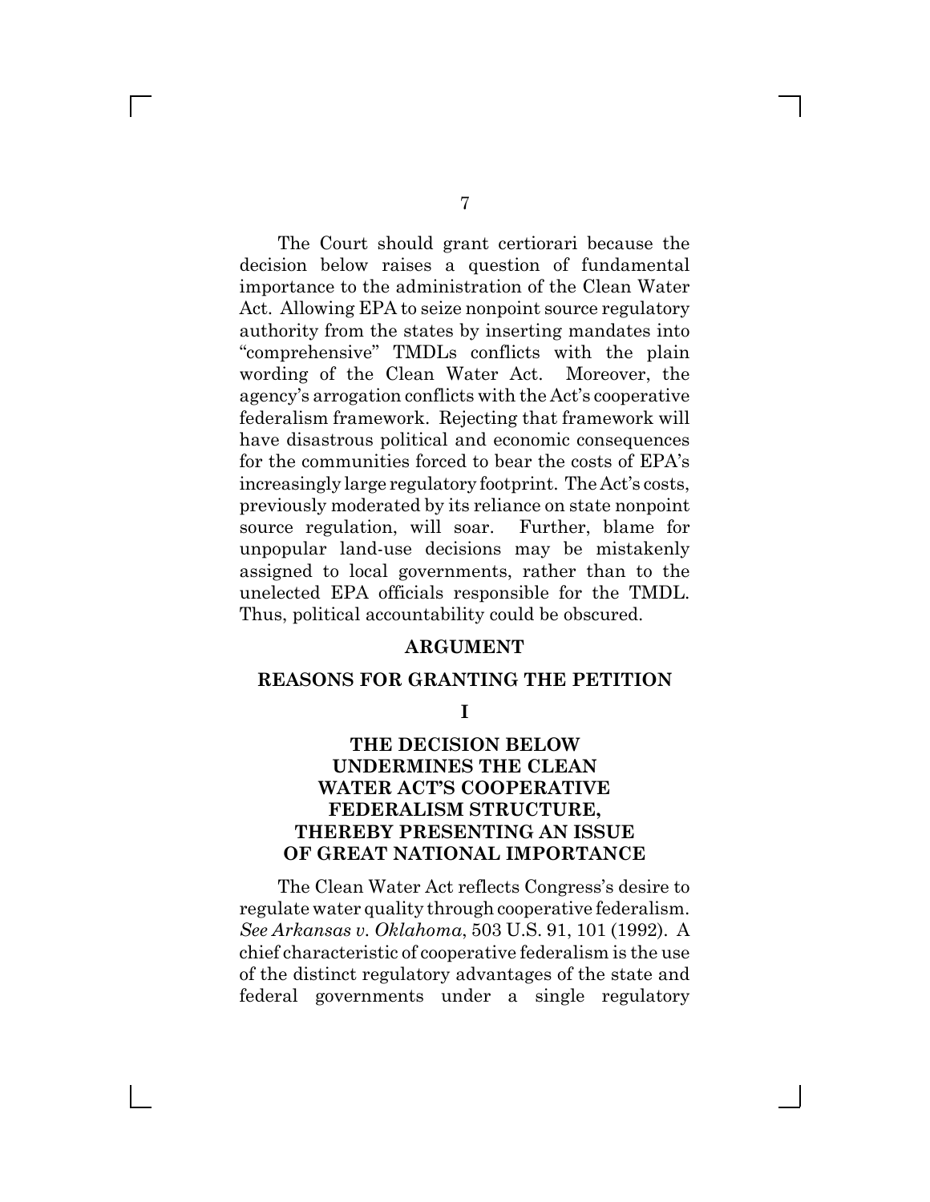The Court should grant certiorari because the decision below raises a question of fundamental importance to the administration of the Clean Water Act. Allowing EPA to seize nonpoint source regulatory authority from the states by inserting mandates into "comprehensive" TMDLs conflicts with the plain wording of the Clean Water Act. Moreover, the agency's arrogation conflicts with the Act's cooperative federalism framework. Rejecting that framework will have disastrous political and economic consequences for the communities forced to bear the costs of EPA's increasingly large regulatory footprint. The Act's costs, previously moderated by its reliance on state nonpoint source regulation, will soar. Further, blame for unpopular land-use decisions may be mistakenly assigned to local governments, rather than to the unelected EPA officials responsible for the TMDL. Thus, political accountability could be obscured.

## ARGUMENT

## REASONS FOR GRANTING THE PETITION

### I

### THE DECISION BELOW UNDERMINES THE CLEAN WATER ACT'S COOPERATIVE FEDERALISM STRUCTURE, THEREBY PRESENTING AN ISSUE OF GREAT NATIONAL IMPORTANCE

The Clean Water Act reflects Congress's desire to regulate water quality through cooperative federalism. *See Arkansas v. Oklahoma*, 503 U.S. 91, 101 (1992). A chief characteristic of cooperative federalism is the use of the distinct regulatory advantages of the state and federal governments under a single regulatory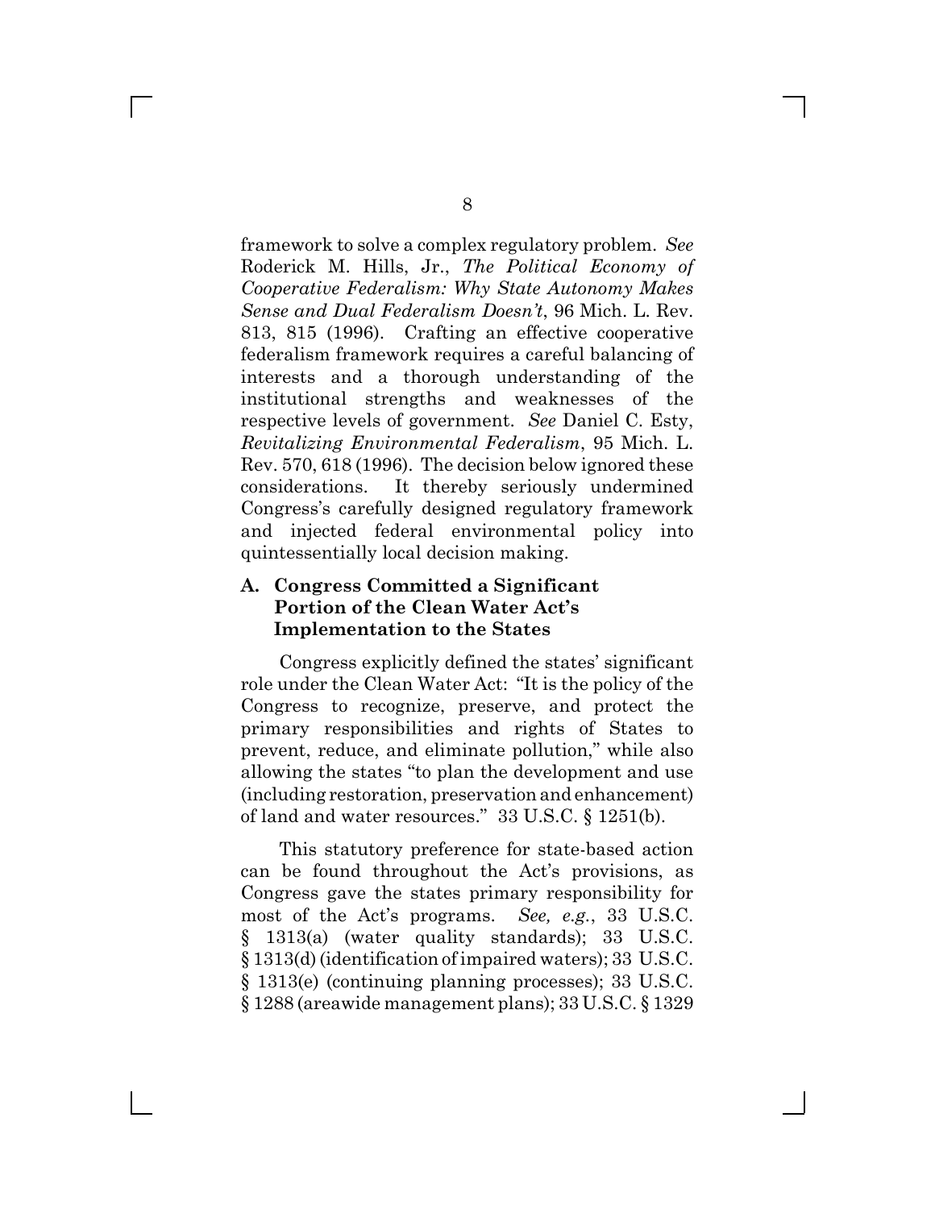framework to solve a complex regulatory problem. *See* Roderick M. Hills, Jr., *The Political Economy of Cooperative Federalism: Why State Autonomy Makes Sense and Dual Federalism Doesn't*, 96 Mich. L. Rev. 813, 815 (1996). Crafting an effective cooperative federalism framework requires a careful balancing of interests and a thorough understanding of the institutional strengths and weaknesses of the respective levels of government. *See* Daniel C. Esty, *Revitalizing Environmental Federalism*, 95 Mich. L. Rev. 570, 618 (1996). The decision below ignored these considerations. It thereby seriously undermined Congress's carefully designed regulatory framework and injected federal environmental policy into quintessentially local decision making.

### A. Congress Committed a Significant Portion of the Clean Water Act's Implementation to the States

Congress explicitly defined the states' significant role under the Clean Water Act: "It is the policy of the Congress to recognize, preserve, and protect the primary responsibilities and rights of States to prevent, reduce, and eliminate pollution," while also allowing the states "to plan the development and use (including restoration, preservation and enhancement) of land and water resources." 33 U.S.C. § 1251(b).

This statutory preference for state-based action can be found throughout the Act's provisions, as Congress gave the states primary responsibility for most of the Act's programs. *See, e.g.*, 33 U.S.C. § 1313(a) (water quality standards); 33 U.S.C. § 1313(d) (identification of impaired waters); 33 U.S.C. § 1313(e) (continuing planning processes); 33 U.S.C. § 1288 (areawide management plans); 33 U.S.C. § 1329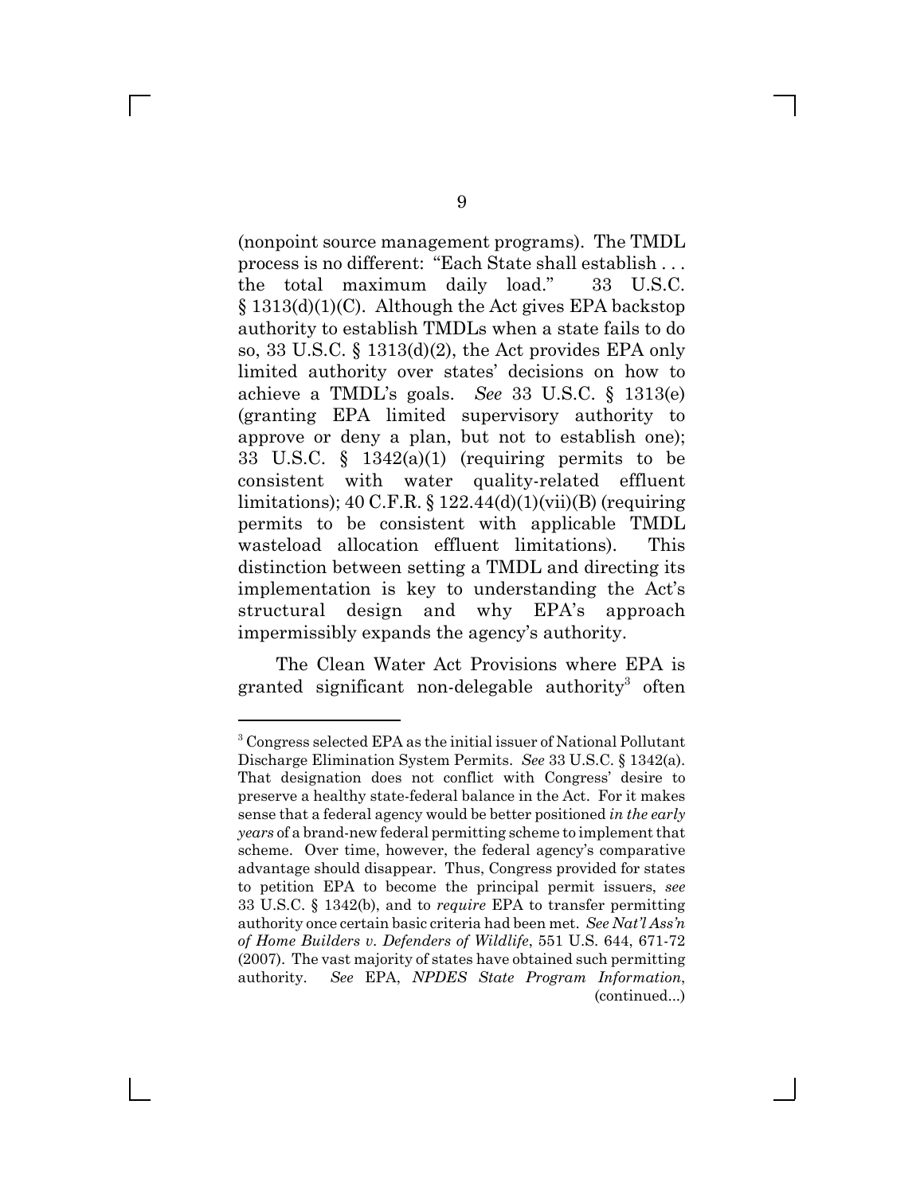(nonpoint source management programs). The TMDL process is no different: "Each State shall establish . . . the total maximum daily load." 33 U.S.C. § 1313(d)(1)(C). Although the Act gives EPA backstop authority to establish TMDLs when a state fails to do so, 33 U.S.C. § 1313(d)(2), the Act provides EPA only limited authority over states' decisions on how to achieve a TMDL's goals. *See* 33 U.S.C. § 1313(e) (granting EPA limited supervisory authority to approve or deny a plan, but not to establish one); 33 U.S.C. § 1342(a)(1) (requiring permits to be consistent with water quality-related effluent limitations); 40 C.F.R. § 122.44(d)(1)(vii)(B) (requiring permits to be consistent with applicable TMDL wasteload allocation effluent limitations). This distinction between setting a TMDL and directing its implementation is key to understanding the Act's structural design and why EPA's approach impermissibly expands the agency's authority.

The Clean Water Act Provisions where EPA is granted significant non-delegable authority[3] often

---

[3] Congress selected EPA as the initial issuer of National Pollutant Discharge Elimination System Permits. *See* 33 U.S.C. § 1342(a). That designation does not conflict with Congress' desire to preserve a healthy state-federal balance in the Act. For it makes sense that a federal agency would be better positioned *in the early years* of a brand-new federal permitting scheme to implement that scheme. Over time, however, the federal agency's comparative advantage should disappear. Thus, Congress provided for states to petition EPA to become the principal permit issuers, *see* 33 U.S.C. § 1342(b), and to *require* EPA to transfer permitting authority once certain basic criteria had been met. *See Nat'l Ass'n of Home Builders v. Defenders of Wildlife*, 551 U.S. 644, 671-72 (2007). The vast majority of states have obtained such permitting authority. *See* EPA, *NPDES State Program Information*, (continued...)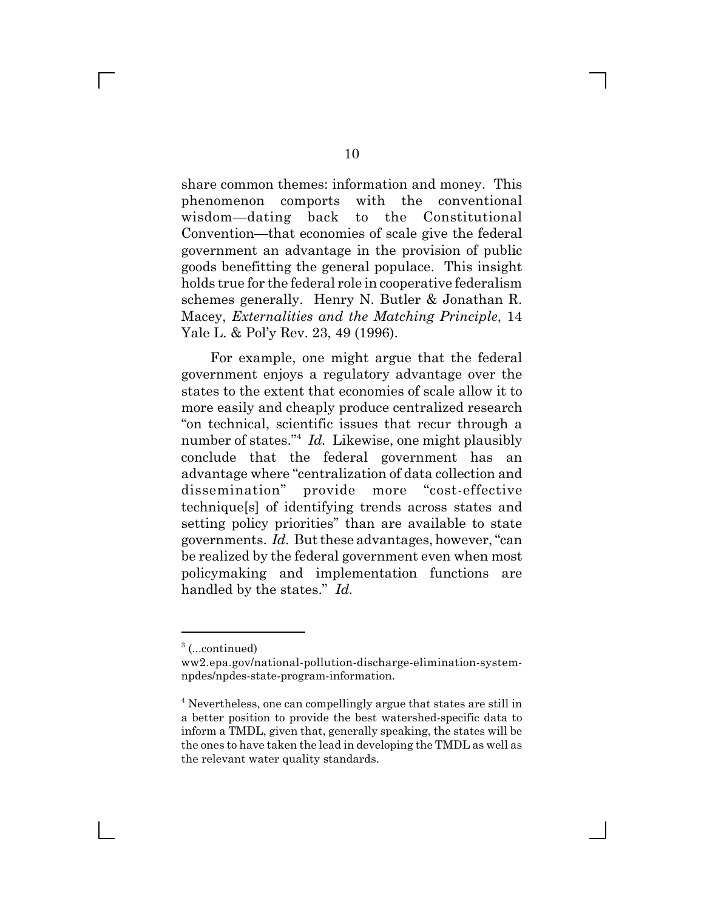share common themes: information and money. This phenomenon comports with the conventional wisdom—dating back to the Constitutional Convention—that economies of scale give the federal government an advantage in the provision of public goods benefitting the general populace. This insight holds true for the federal role in cooperative federalism schemes generally. Henry N. Butler & Jonathan R. Macey, *Externalities and the Matching Principle*, 14 Yale L. & Pol'y Rev. 23, 49 (1996).

For example, one might argue that the federal government enjoys a regulatory advantage over the states to the extent that economies of scale allow it to more easily and cheaply produce centralized research "on technical, scientific issues that recur through a number of states."[4] *Id.* Likewise, one might plausibly conclude that the federal government has an advantage where "centralization of data collection and dissemination" provide more "cost-effective technique[s] of identifying trends across states and setting policy priorities" than are available to state governments. *Id.* But these advantages, however, "can be realized by the federal government even when most policymaking and implementation functions are handled by the states." *Id.*

---

[3] (...continued)
ww2.epa.gov/national-pollution-discharge-elimination-system-npdes/npdes-state-program-information.

[4] Nevertheless, one can compellingly argue that states are still in a better position to provide the best watershed-specific data to inform a TMDL, given that, generally speaking, the states will be the ones to have taken the lead in developing the TMDL as well as the relevant water quality standards.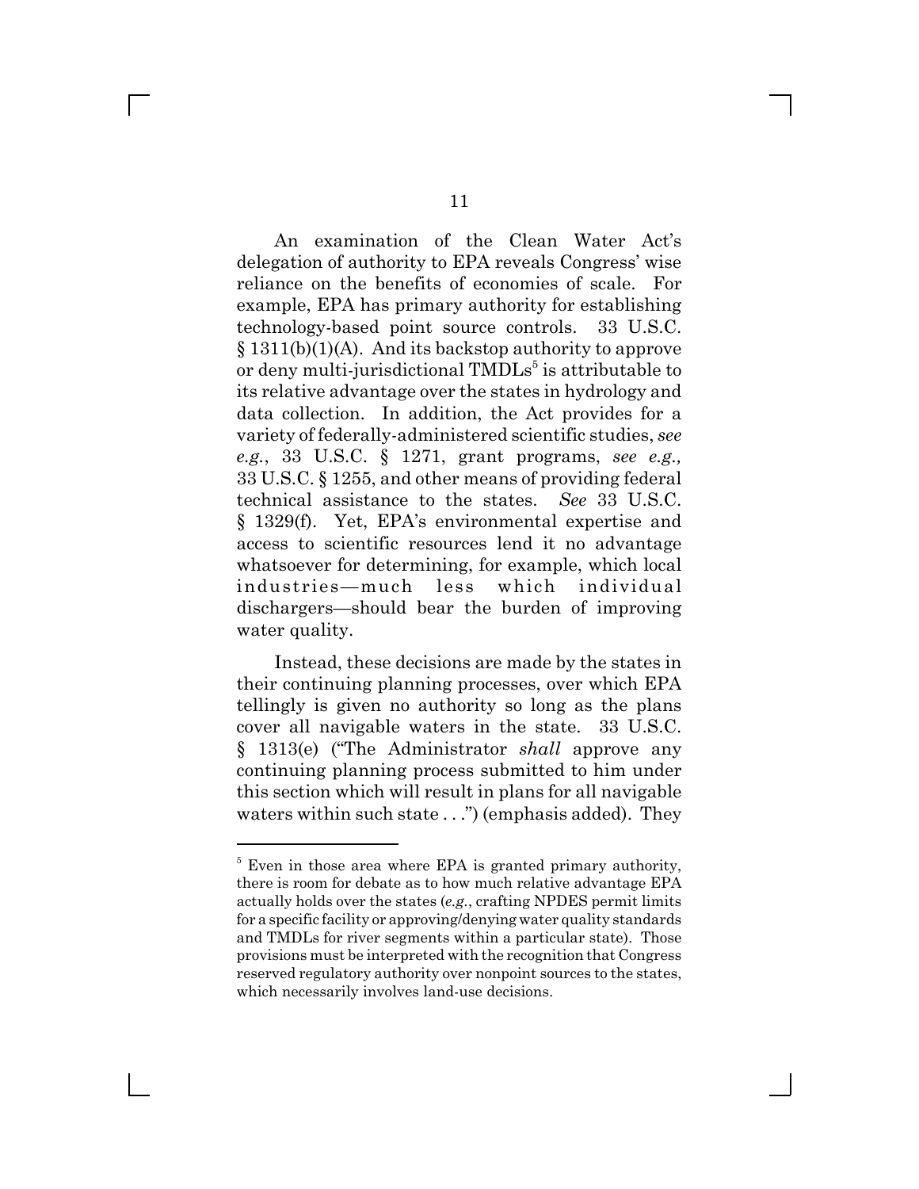An examination of the Clean Water Act's delegation of authority to EPA reveals Congress' wise reliance on the benefits of economies of scale. For example, EPA has primary authority for establishing technology-based point source controls. 33 U.S.C. § 1311(b)(1)(A). And its backstop authority to approve or deny multi-jurisdictional TMDLs[5] is attributable to its relative advantage over the states in hydrology and data collection. In addition, the Act provides for a variety of federally-administered scientific studies, *see e.g.*, 33 U.S.C. § 1271, grant programs, *see e.g.,* 33 U.S.C. § 1255, and other means of providing federal technical assistance to the states. *See* 33 U.S.C. § 1329(f). Yet, EPA's environmental expertise and access to scientific resources lend it no advantage whatsoever for determining, for example, which local industries—much less which individual dischargers—should bear the burden of improving water quality.

Instead, these decisions are made by the states in their continuing planning processes, over which EPA tellingly is given no authority so long as the plans cover all navigable waters in the state. 33 U.S.C. § 1313(e) ("The Administrator *shall* approve any continuing planning process submitted to him under this section which will result in plans for all navigable waters within such state . . .") (emphasis added). They

---

[5] Even in those area where EPA is granted primary authority, there is room for debate as to how much relative advantage EPA actually holds over the states (*e.g.*, crafting NPDES permit limits for a specific facility or approving/denying water quality standards and TMDLs for river segments within a particular state). Those provisions must be interpreted with the recognition that Congress reserved regulatory authority over nonpoint sources to the states, which necessarily involves land-use decisions.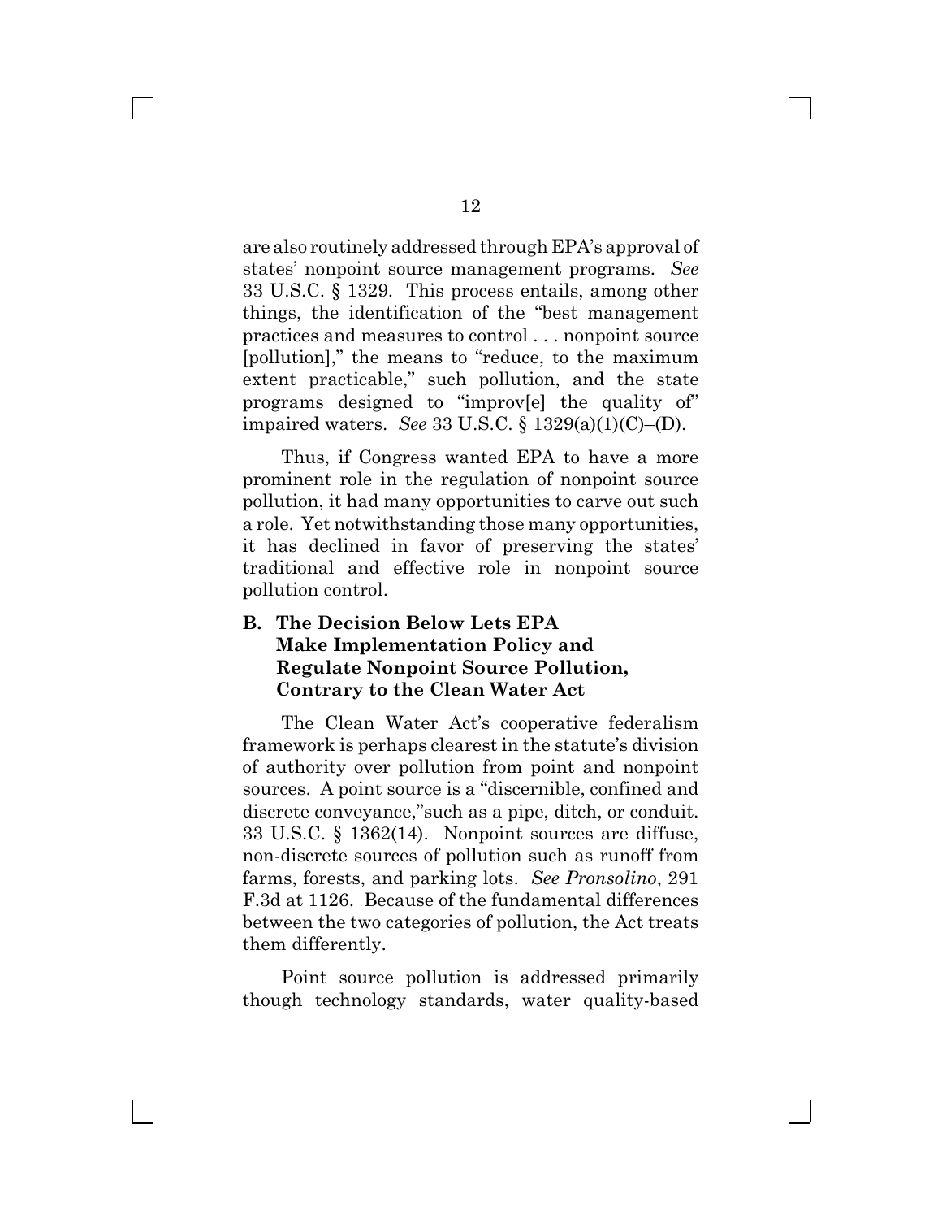are also routinely addressed through EPA's approval of states' nonpoint source management programs. *See* 33 U.S.C. § 1329. This process entails, among other things, the identification of the "best management practices and measures to control . . . nonpoint source [pollution]," the means to "reduce, to the maximum extent practicable," such pollution, and the state programs designed to "improv[e] the quality of" impaired waters. *See* 33 U.S.C. § 1329(a)(1)(C)–(D).

Thus, if Congress wanted EPA to have a more prominent role in the regulation of nonpoint source pollution, it had many opportunities to carve out such a role. Yet notwithstanding those many opportunities, it has declined in favor of preserving the states' traditional and effective role in nonpoint source pollution control.

### B. The Decision Below Lets EPA Make Implementation Policy and Regulate Nonpoint Source Pollution, Contrary to the Clean Water Act

The Clean Water Act's cooperative federalism framework is perhaps clearest in the statute's division of authority over pollution from point and nonpoint sources. A point source is a "discernible, confined and discrete conveyance,"such as a pipe, ditch, or conduit. 33 U.S.C. § 1362(14). Nonpoint sources are diffuse, non-discrete sources of pollution such as runoff from farms, forests, and parking lots. *See Pronsolino*, 291 F.3d at 1126. Because of the fundamental differences between the two categories of pollution, the Act treats them differently.

Point source pollution is addressed primarily though technology standards, water quality-based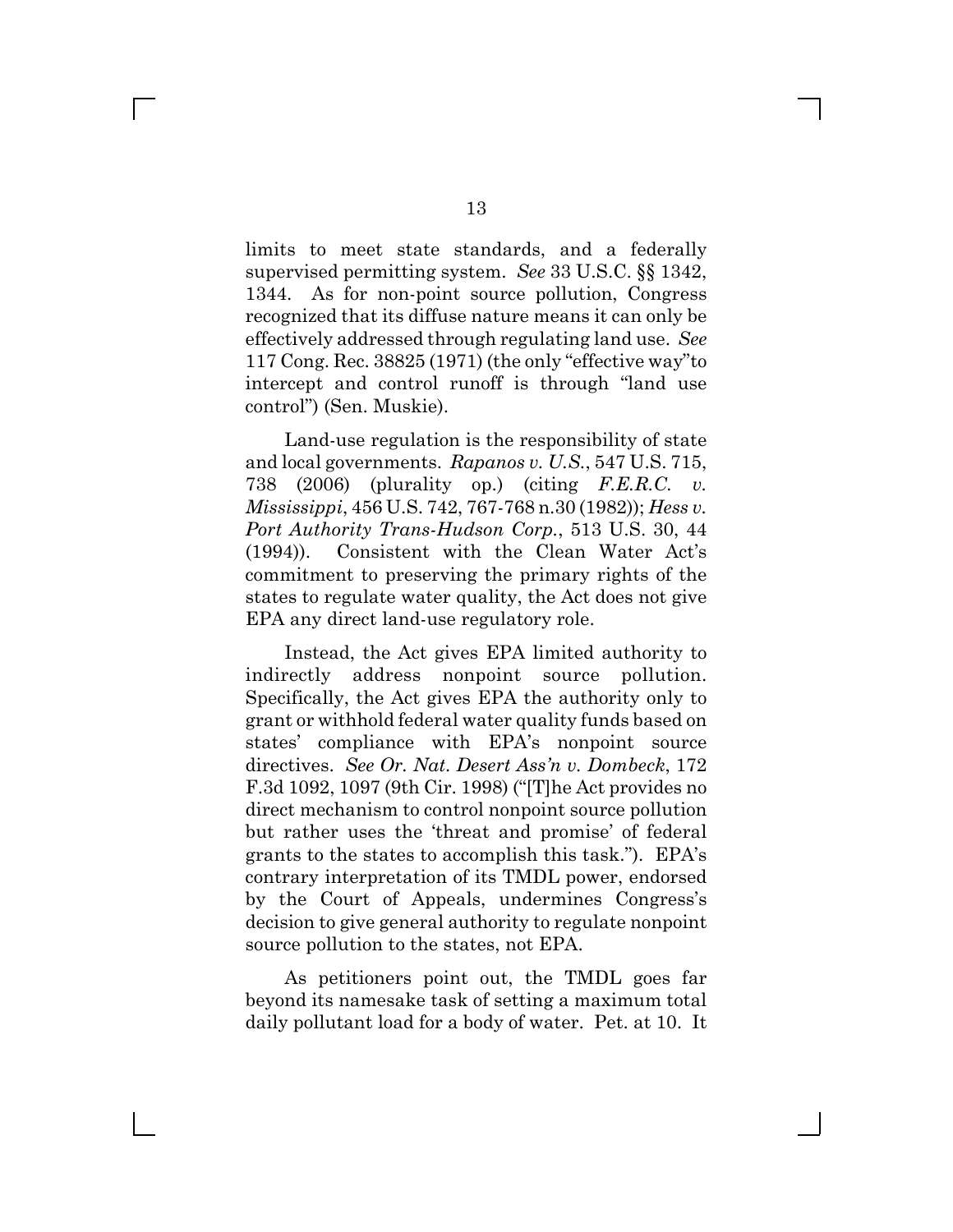limits to meet state standards, and a federally supervised permitting system. *See* 33 U.S.C. §§ 1342, 1344. As for non-point source pollution, Congress recognized that its diffuse nature means it can only be effectively addressed through regulating land use. *See* 117 Cong. Rec. 38825 (1971) (the only "effective way"to intercept and control runoff is through "land use control") (Sen. Muskie).

Land-use regulation is the responsibility of state and local governments. *Rapanos v. U.S.*, 547 U.S. 715, 738 (2006) (plurality op.) (citing *F.E.R.C. v. Mississippi*, 456 U.S. 742, 767-768 n.30 (1982)); *Hess v. Port Authority Trans-Hudson Corp.*, 513 U.S. 30, 44 (1994)). Consistent with the Clean Water Act's commitment to preserving the primary rights of the states to regulate water quality, the Act does not give EPA any direct land-use regulatory role.

Instead, the Act gives EPA limited authority to indirectly address nonpoint source pollution. Specifically, the Act gives EPA the authority only to grant or withhold federal water quality funds based on states' compliance with EPA's nonpoint source directives. *See Or. Nat. Desert Ass'n v. Dombeck*, 172 F.3d 1092, 1097 (9th Cir. 1998) ("[T]he Act provides no direct mechanism to control nonpoint source pollution but rather uses the 'threat and promise' of federal grants to the states to accomplish this task."). EPA's contrary interpretation of its TMDL power, endorsed by the Court of Appeals, undermines Congress's decision to give general authority to regulate nonpoint source pollution to the states, not EPA.

As petitioners point out, the TMDL goes far beyond its namesake task of setting a maximum total daily pollutant load for a body of water. Pet. at 10. It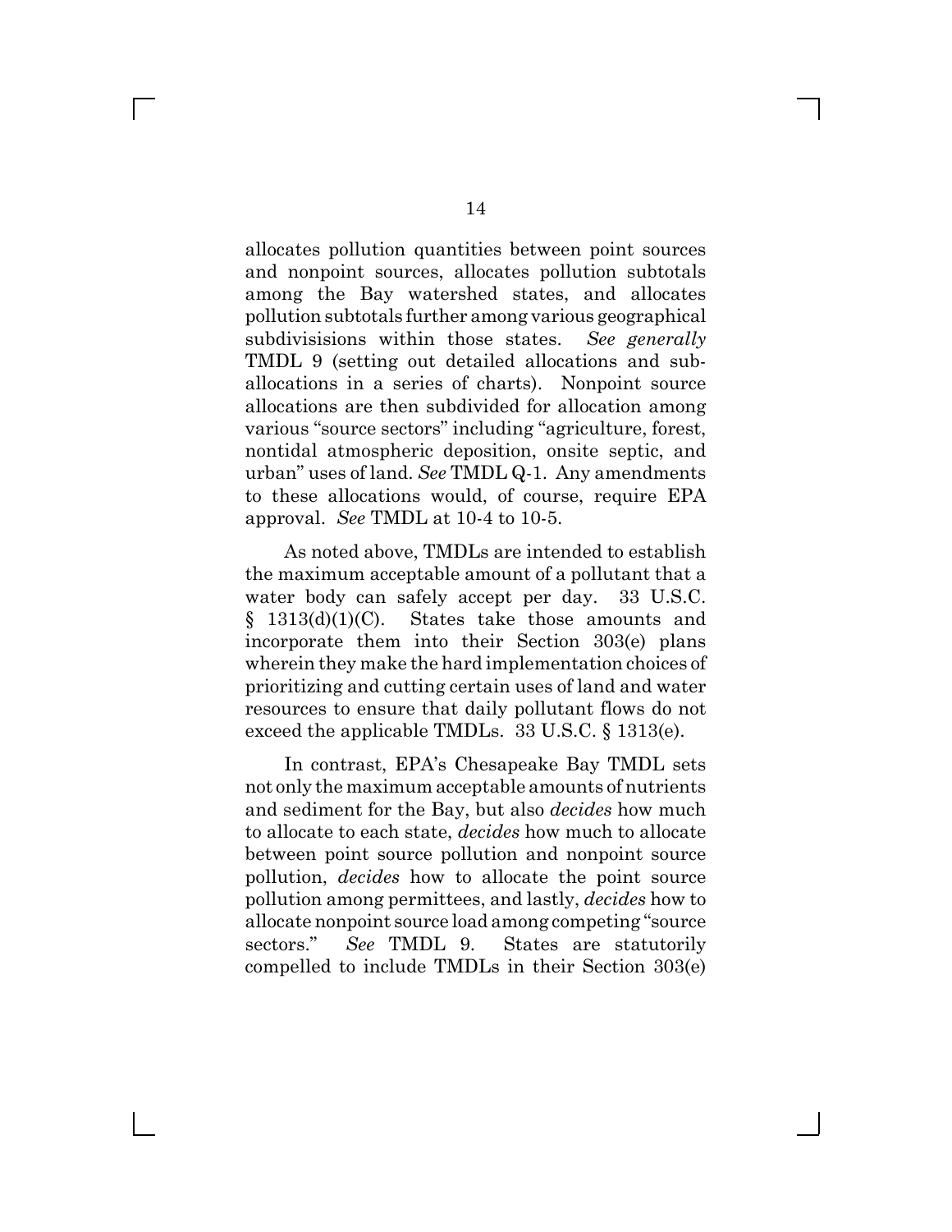allocates pollution quantities between point sources and nonpoint sources, allocates pollution subtotals among the Bay watershed states, and allocates pollution subtotals further among various geographical subdivisisions within those states. *See generally* TMDL 9 (setting out detailed allocations and sub-allocations in a series of charts). Nonpoint source allocations are then subdivided for allocation among various "source sectors" including "agriculture, forest, nontidal atmospheric deposition, onsite septic, and urban" uses of land. *See* TMDL Q-1. Any amendments to these allocations would, of course, require EPA approval. *See* TMDL at 10-4 to 10-5.

As noted above, TMDLs are intended to establish the maximum acceptable amount of a pollutant that a water body can safely accept per day. 33 U.S.C. § 1313(d)(1)(C). States take those amounts and incorporate them into their Section 303(e) plans wherein they make the hard implementation choices of prioritizing and cutting certain uses of land and water resources to ensure that daily pollutant flows do not exceed the applicable TMDLs. 33 U.S.C. § 1313(e).

In contrast, EPA's Chesapeake Bay TMDL sets not only the maximum acceptable amounts of nutrients and sediment for the Bay, but also *decides* how much to allocate to each state, *decides* how much to allocate between point source pollution and nonpoint source pollution, *decides* how to allocate the point source pollution among permittees, and lastly, *decides* how to allocate nonpoint source load among competing "source sectors." *See* TMDL 9. States are statutorily compelled to include TMDLs in their Section 303(e)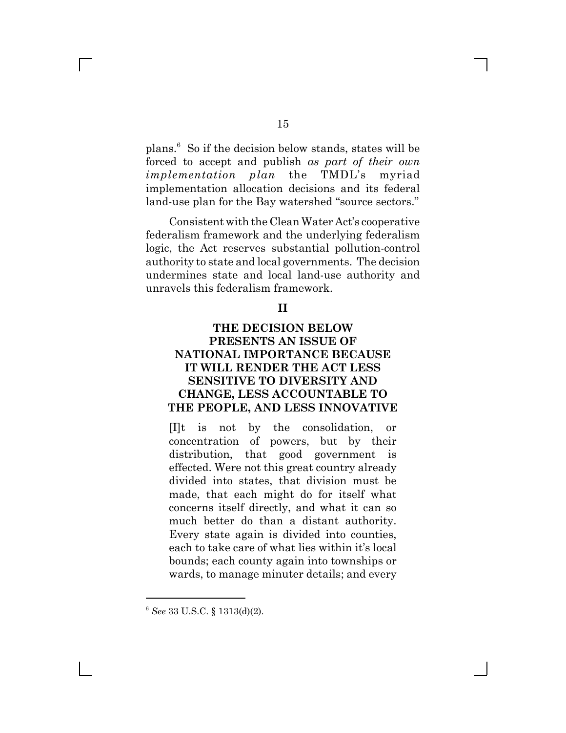plans.[6] So if the decision below stands, states will be forced to accept and publish *as part of their own implementation plan* the TMDL's myriad implementation allocation decisions and its federal land-use plan for the Bay watershed "source sectors."

Consistent with the Clean Water Act's cooperative federalism framework and the underlying federalism logic, the Act reserves substantial pollution-control authority to state and local governments. The decision undermines state and local land-use authority and unravels this federalism framework.

## II

## THE DECISION BELOW PRESENTS AN ISSUE OF NATIONAL IMPORTANCE BECAUSE IT WILL RENDER THE ACT LESS SENSITIVE TO DIVERSITY AND CHANGE, LESS ACCOUNTABLE TO THE PEOPLE, AND LESS INNOVATIVE

> [I]t is not by the consolidation, or concentration of powers, but by their distribution, that good government is effected. Were not this great country already divided into states, that division must be made, that each might do for itself what concerns itself directly, and what it can so much better do than a distant authority. Every state again is divided into counties, each to take care of what lies within it's local bounds; each county again into townships or wards, to manage minuter details; and every

---

[6] *See* 33 U.S.C. § 1313(d)(2).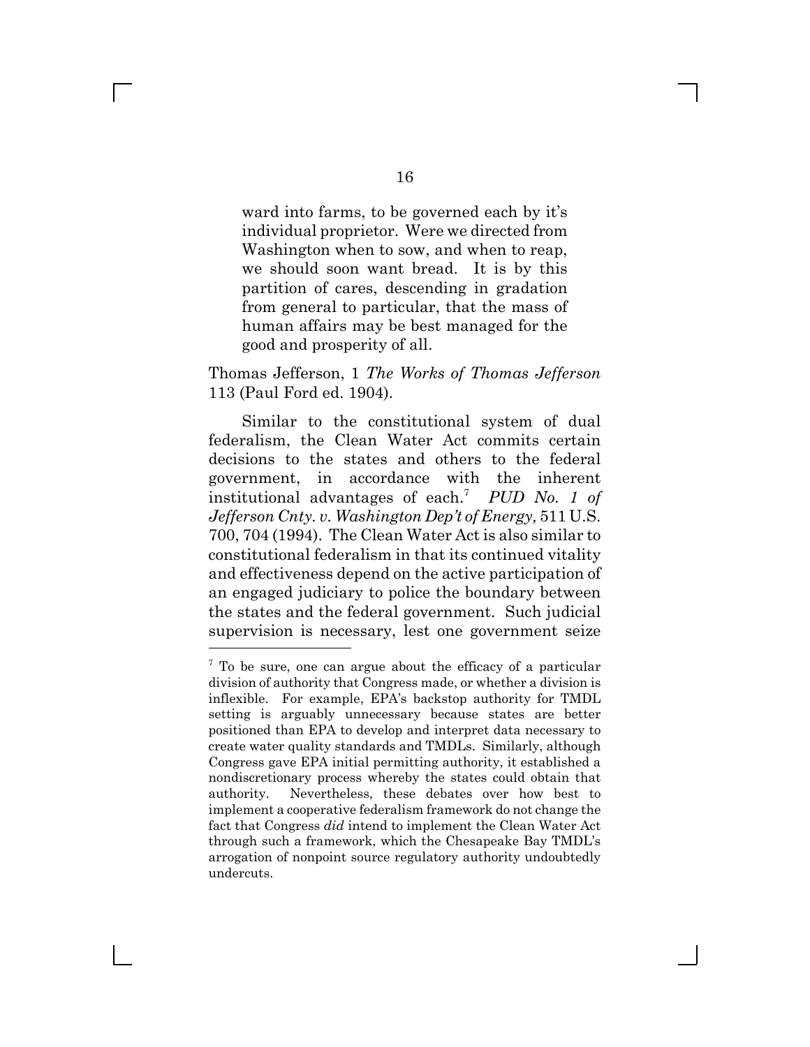> ward into farms, to be governed each by it's individual proprietor. Were we directed from Washington when to sow, and when to reap, we should soon want bread. It is by this partition of cares, descending in gradation from general to particular, that the mass of human affairs may be best managed for the good and prosperity of all.

Thomas Jefferson, 1 *The Works of Thomas Jefferson* 113 (Paul Ford ed. 1904).

Similar to the constitutional system of dual federalism, the Clean Water Act commits certain decisions to the states and others to the federal government, in accordance with the inherent institutional advantages of each.[7] *PUD No. 1 of Jefferson Cnty. v. Washington Dep't of Energy,* 511 U.S. 700, 704 (1994). The Clean Water Act is also similar to constitutional federalism in that its continued vitality and effectiveness depend on the active participation of an engaged judiciary to police the boundary between the states and the federal government. Such judicial supervision is necessary, lest one government seize

---

[7] To be sure, one can argue about the efficacy of a particular division of authority that Congress made, or whether a division is inflexible. For example, EPA's backstop authority for TMDL setting is arguably unnecessary because states are better positioned than EPA to develop and interpret data necessary to create water quality standards and TMDLs. Similarly, although Congress gave EPA initial permitting authority, it established a nondiscretionary process whereby the states could obtain that authority. Nevertheless, these debates over how best to implement a cooperative federalism framework do not change the fact that Congress *did* intend to implement the Clean Water Act through such a framework, which the Chesapeake Bay TMDL's arrogation of nonpoint source regulatory authority undoubtedly undercuts.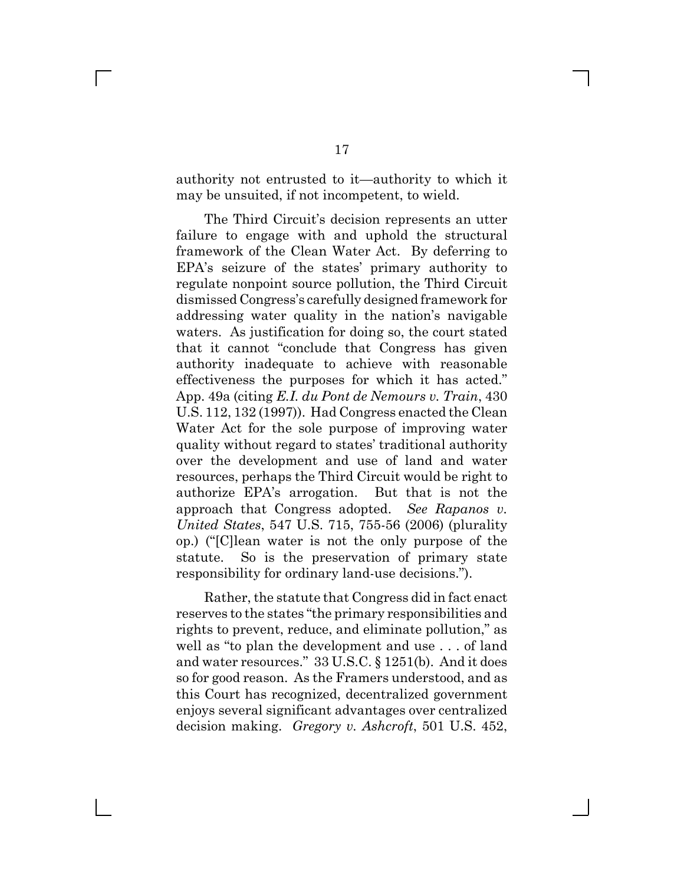authority not entrusted to it—authority to which it may be unsuited, if not incompetent, to wield.

The Third Circuit's decision represents an utter failure to engage with and uphold the structural framework of the Clean Water Act. By deferring to EPA's seizure of the states' primary authority to regulate nonpoint source pollution, the Third Circuit dismissed Congress's carefully designed framework for addressing water quality in the nation's navigable waters. As justification for doing so, the court stated that it cannot "conclude that Congress has given authority inadequate to achieve with reasonable effectiveness the purposes for which it has acted." App. 49a (citing *E.I. du Pont de Nemours v. Train*, 430 U.S. 112, 132 (1997)). Had Congress enacted the Clean Water Act for the sole purpose of improving water quality without regard to states' traditional authority over the development and use of land and water resources, perhaps the Third Circuit would be right to authorize EPA's arrogation. But that is not the approach that Congress adopted. *See Rapanos v. United States*, 547 U.S. 715, 755-56 (2006) (plurality op.) ("[C]lean water is not the only purpose of the statute. So is the preservation of primary state responsibility for ordinary land-use decisions.").

Rather, the statute that Congress did in fact enact reserves to the states "the primary responsibilities and rights to prevent, reduce, and eliminate pollution," as well as "to plan the development and use . . . of land and water resources." 33 U.S.C. § 1251(b). And it does so for good reason. As the Framers understood, and as this Court has recognized, decentralized government enjoys several significant advantages over centralized decision making. *Gregory v. Ashcroft*, 501 U.S. 452,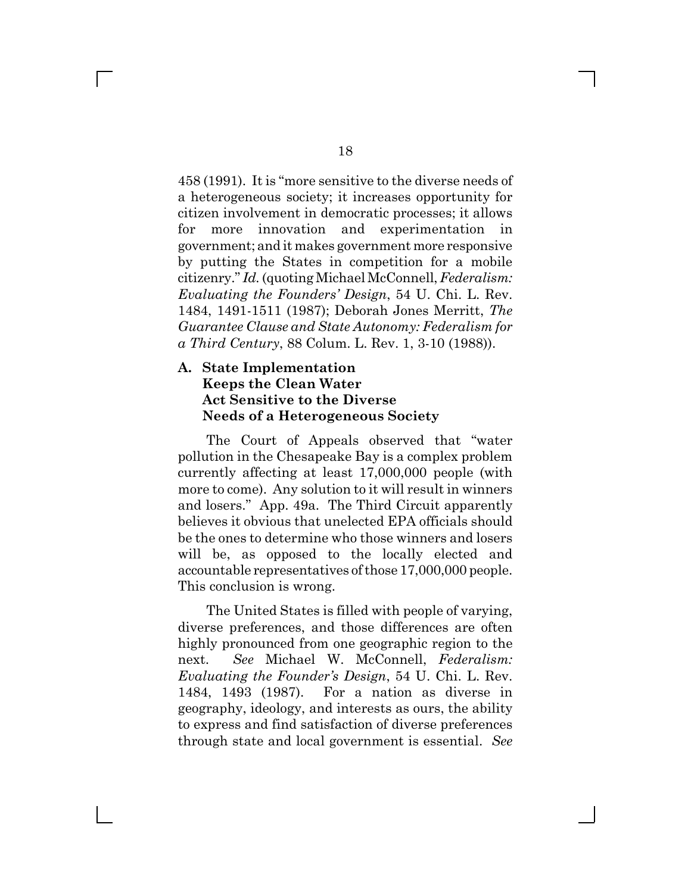458 (1991). It is "more sensitive to the diverse needs of a heterogeneous society; it increases opportunity for citizen involvement in democratic processes; it allows for more innovation and experimentation in government; and it makes government more responsive by putting the States in competition for a mobile citizenry." *Id.* (quoting Michael McConnell, *Federalism: Evaluating the Founders' Design*, 54 U. Chi. L. Rev. 1484, 1491-1511 (1987); Deborah Jones Merritt, *The Guarantee Clause and State Autonomy: Federalism for a Third Century*, 88 Colum. L. Rev. 1, 3-10 (1988)).

### A. State Implementation Keeps the Clean Water Act Sensitive to the Diverse Needs of a Heterogeneous Society

The Court of Appeals observed that "water pollution in the Chesapeake Bay is a complex problem currently affecting at least 17,000,000 people (with more to come). Any solution to it will result in winners and losers." App. 49a. The Third Circuit apparently believes it obvious that unelected EPA officials should be the ones to determine who those winners and losers will be, as opposed to the locally elected and accountable representatives of those 17,000,000 people. This conclusion is wrong.

The United States is filled with people of varying, diverse preferences, and those differences are often highly pronounced from one geographic region to the next. *See* Michael W. McConnell, *Federalism: Evaluating the Founder's Design*, 54 U. Chi. L. Rev. 1484, 1493 (1987). For a nation as diverse in geography, ideology, and interests as ours, the ability to express and find satisfaction of diverse preferences through state and local government is essential. *See*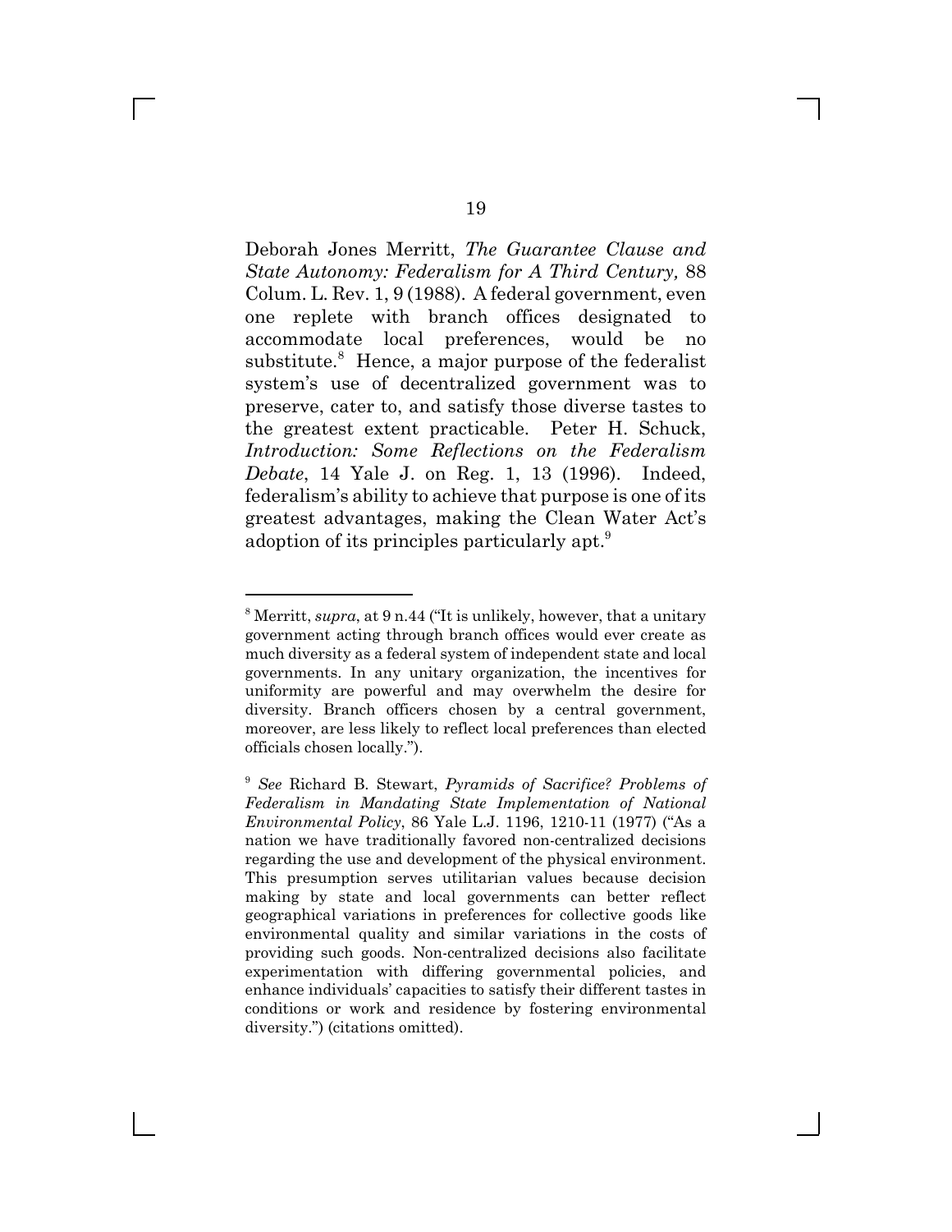Deborah Jones Merritt, *The Guarantee Clause and State Autonomy: Federalism for A Third Century,* 88 Colum. L. Rev. 1, 9 (1988). A federal government, even one replete with branch offices designated to accommodate local preferences, would be no substitute.[8] Hence, a major purpose of the federalist system's use of decentralized government was to preserve, cater to, and satisfy those diverse tastes to the greatest extent practicable. Peter H. Schuck, *Introduction: Some Reflections on the Federalism Debate*, 14 Yale J. on Reg. 1, 13 (1996). Indeed, federalism's ability to achieve that purpose is one of its greatest advantages, making the Clean Water Act's adoption of its principles particularly apt.[9]

---

[8] Merritt, *supra*, at 9 n.44 ("It is unlikely, however, that a unitary government acting through branch offices would ever create as much diversity as a federal system of independent state and local governments. In any unitary organization, the incentives for uniformity are powerful and may overwhelm the desire for diversity. Branch officers chosen by a central government, moreover, are less likely to reflect local preferences than elected officials chosen locally.").

[9] *See* Richard B. Stewart, *Pyramids of Sacrifice? Problems of Federalism in Mandating State Implementation of National Environmental Policy*, 86 Yale L.J. 1196, 1210-11 (1977) ("As a nation we have traditionally favored non-centralized decisions regarding the use and development of the physical environment. This presumption serves utilitarian values because decision making by state and local governments can better reflect geographical variations in preferences for collective goods like environmental quality and similar variations in the costs of providing such goods. Non-centralized decisions also facilitate experimentation with differing governmental policies, and enhance individuals' capacities to satisfy their different tastes in conditions or work and residence by fostering environmental diversity.") (citations omitted).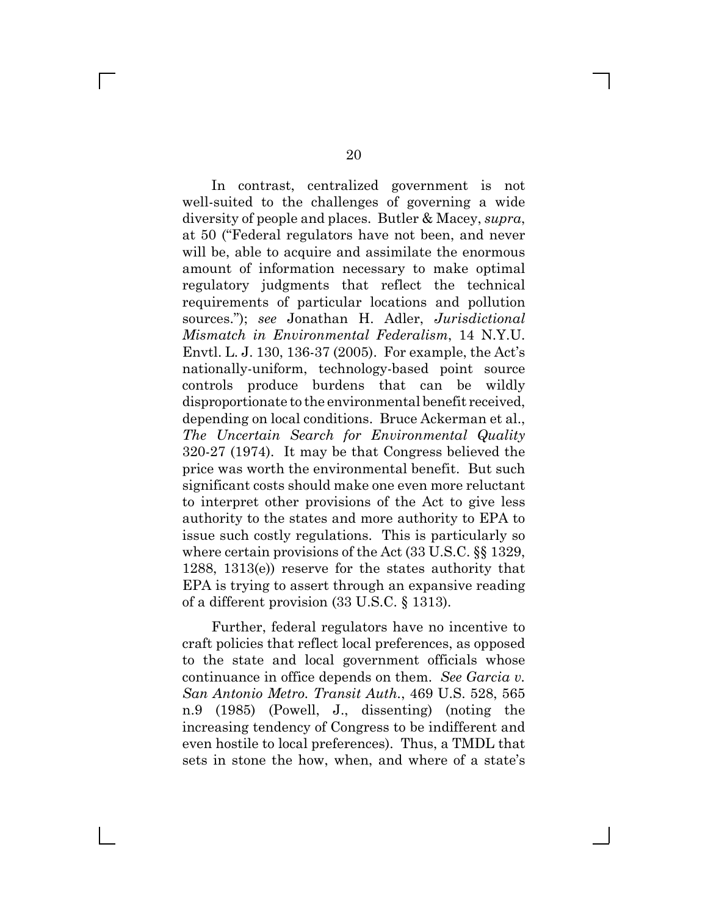In contrast, centralized government is not well-suited to the challenges of governing a wide diversity of people and places. Butler & Macey, *supra*, at 50 ("Federal regulators have not been, and never will be, able to acquire and assimilate the enormous amount of information necessary to make optimal regulatory judgments that reflect the technical requirements of particular locations and pollution sources."); *see* Jonathan H. Adler, *Jurisdictional Mismatch in Environmental Federalism*, 14 N.Y.U. Envtl. L. J. 130, 136-37 (2005). For example, the Act's nationally-uniform, technology-based point source controls produce burdens that can be wildly disproportionate to the environmental benefit received, depending on local conditions. Bruce Ackerman et al., *The Uncertain Search for Environmental Quality* 320-27 (1974). It may be that Congress believed the price was worth the environmental benefit. But such significant costs should make one even more reluctant to interpret other provisions of the Act to give less authority to the states and more authority to EPA to issue such costly regulations. This is particularly so where certain provisions of the Act (33 U.S.C. §§ 1329, 1288, 1313(e)) reserve for the states authority that EPA is trying to assert through an expansive reading of a different provision (33 U.S.C. § 1313).

Further, federal regulators have no incentive to craft policies that reflect local preferences, as opposed to the state and local government officials whose continuance in office depends on them. *See Garcia v. San Antonio Metro. Transit Auth.*, 469 U.S. 528, 565 n.9 (1985) (Powell, J., dissenting) (noting the increasing tendency of Congress to be indifferent and even hostile to local preferences). Thus, a TMDL that sets in stone the how, when, and where of a state's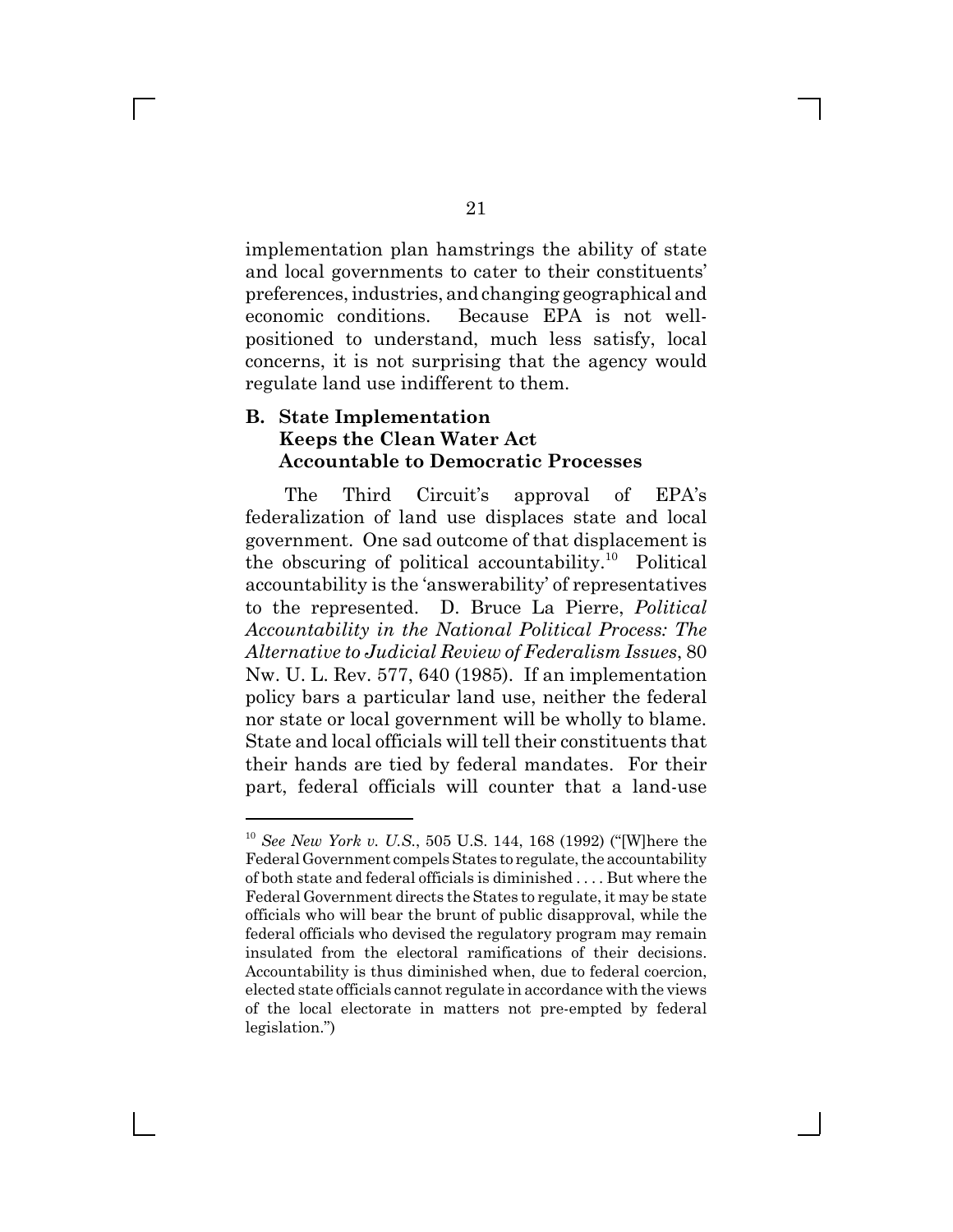implementation plan hamstrings the ability of state and local governments to cater to their constituents' preferences, industries, and changing geographical and economic conditions. Because EPA is not well-positioned to understand, much less satisfy, local concerns, it is not surprising that the agency would regulate land use indifferent to them.

### B. State Implementation Keeps the Clean Water Act Accountable to Democratic Processes

The Third Circuit's approval of EPA's federalization of land use displaces state and local government. One sad outcome of that displacement is the obscuring of political accountability.[10] Political accountability is the 'answerability' of representatives to the represented. D. Bruce La Pierre, *Political Accountability in the National Political Process: The Alternative to Judicial Review of Federalism Issues*, 80 Nw. U. L. Rev. 577, 640 (1985). If an implementation policy bars a particular land use, neither the federal nor state or local government will be wholly to blame. State and local officials will tell their constituents that their hands are tied by federal mandates. For their part, federal officials will counter that a land-use

---

[10] *See New York v. U.S.*, 505 U.S. 144, 168 (1992) ("[W]here the Federal Government compels States to regulate, the accountability of both state and federal officials is diminished . . . . But where the Federal Government directs the States to regulate, it may be state officials who will bear the brunt of public disapproval, while the federal officials who devised the regulatory program may remain insulated from the electoral ramifications of their decisions. Accountability is thus diminished when, due to federal coercion, elected state officials cannot regulate in accordance with the views of the local electorate in matters not pre-empted by federal legislation.")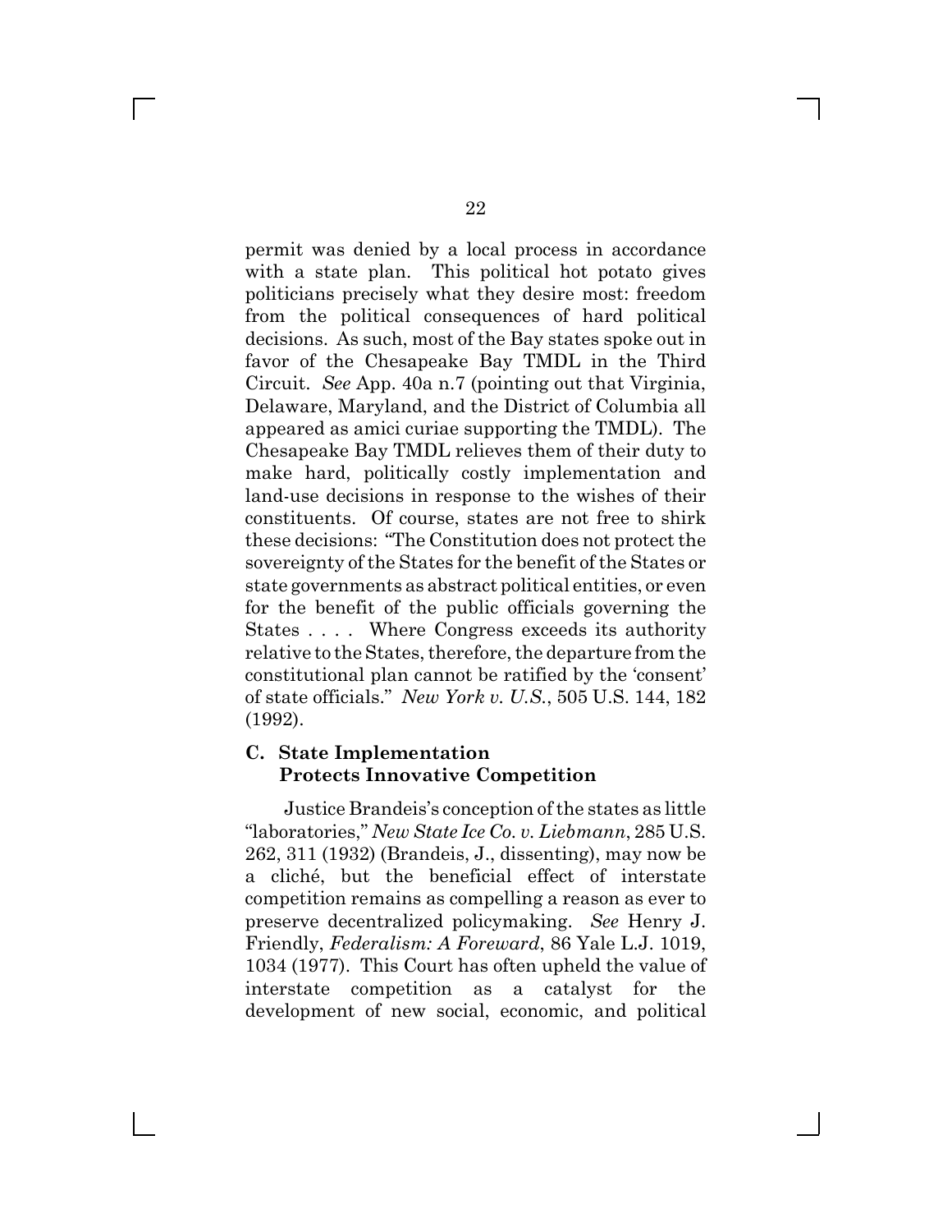permit was denied by a local process in accordance with a state plan. This political hot potato gives politicians precisely what they desire most: freedom from the political consequences of hard political decisions. As such, most of the Bay states spoke out in favor of the Chesapeake Bay TMDL in the Third Circuit. *See* App. 40a n.7 (pointing out that Virginia, Delaware, Maryland, and the District of Columbia all appeared as amici curiae supporting the TMDL). The Chesapeake Bay TMDL relieves them of their duty to make hard, politically costly implementation and land-use decisions in response to the wishes of their constituents. Of course, states are not free to shirk these decisions: "The Constitution does not protect the sovereignty of the States for the benefit of the States or state governments as abstract political entities, or even for the benefit of the public officials governing the States . . . . Where Congress exceeds its authority relative to the States, therefore, the departure from the constitutional plan cannot be ratified by the 'consent' of state officials." *New York v. U.S.*, 505 U.S. 144, 182 (1992).

### C. State Implementation Protects Innovative Competition

Justice Brandeis's conception of the states as little "laboratories," *New State Ice Co. v. Liebmann*, 285 U.S. 262, 311 (1932) (Brandeis, J., dissenting), may now be a cliché, but the beneficial effect of interstate competition remains as compelling a reason as ever to preserve decentralized policymaking. *See* Henry J. Friendly, *Federalism: A Foreward*, 86 Yale L.J. 1019, 1034 (1977). This Court has often upheld the value of interstate competition as a catalyst for the development of new social, economic, and political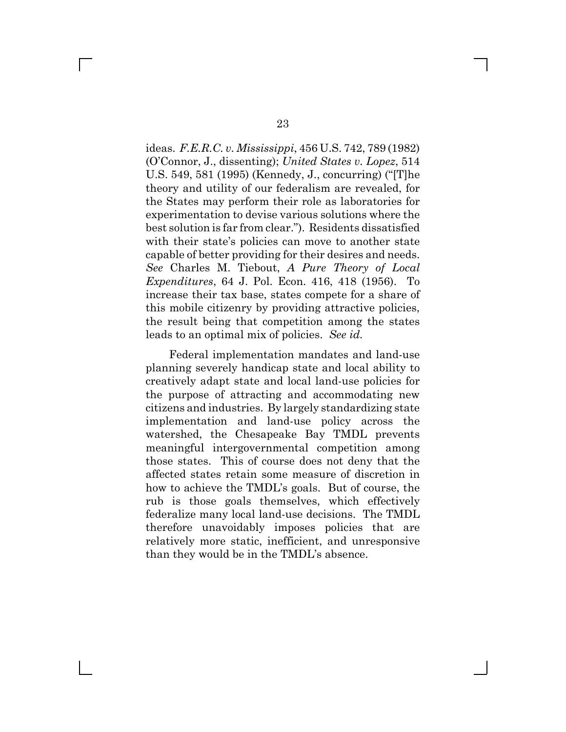ideas. *F.E.R.C. v. Mississippi*, 456 U.S. 742, 789 (1982) (O'Connor, J., dissenting); *United States v. Lopez*, 514 U.S. 549, 581 (1995) (Kennedy, J., concurring) ("[T]he theory and utility of our federalism are revealed, for the States may perform their role as laboratories for experimentation to devise various solutions where the best solution is far from clear."). Residents dissatisfied with their state's policies can move to another state capable of better providing for their desires and needs. *See* Charles M. Tiebout, *A Pure Theory of Local Expenditures*, 64 J. Pol. Econ. 416, 418 (1956). To increase their tax base, states compete for a share of this mobile citizenry by providing attractive policies, the result being that competition among the states leads to an optimal mix of policies. *See id.*

Federal implementation mandates and land-use planning severely handicap state and local ability to creatively adapt state and local land-use policies for the purpose of attracting and accommodating new citizens and industries. By largely standardizing state implementation and land-use policy across the watershed, the Chesapeake Bay TMDL prevents meaningful intergovernmental competition among those states. This of course does not deny that the affected states retain some measure of discretion in how to achieve the TMDL's goals. But of course, the rub is those goals themselves, which effectively federalize many local land-use decisions. The TMDL therefore unavoidably imposes policies that are relatively more static, inefficient, and unresponsive than they would be in the TMDL's absence.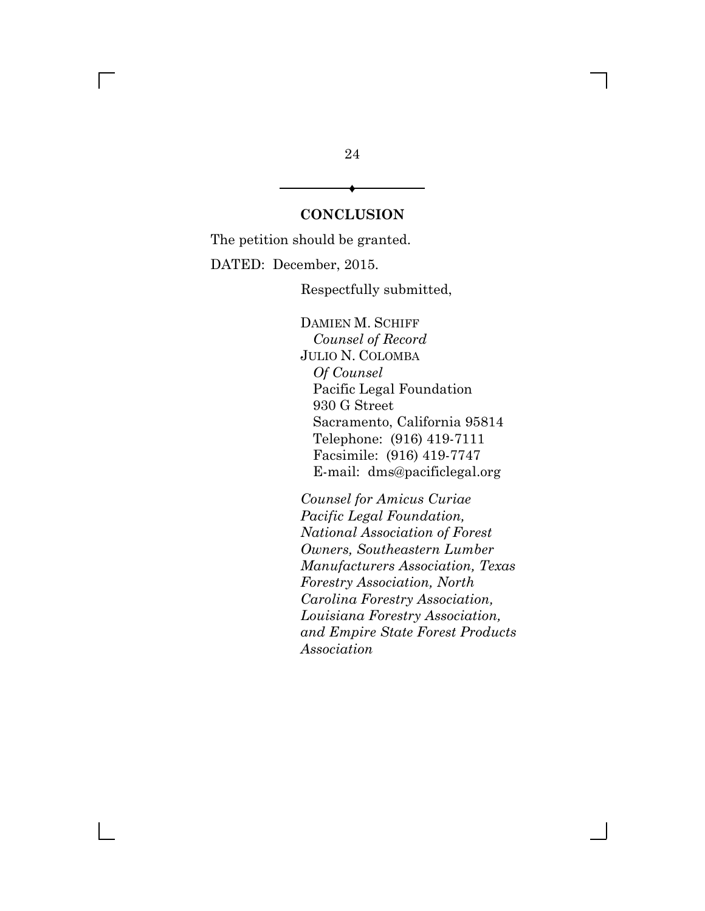## CONCLUSION

The petition should be granted.

DATED: December, 2015.

Respectfully submitted,

DAMIEN M. SCHIFF
*Counsel of Record*
JULIO N. COLOMBA
*Of Counsel*
Pacific Legal Foundation
930 G Street
Sacramento, California 95814
Telephone: (916) 419-7111
Facsimile: (916) 419-7747
E-mail: dms@pacificlegal.org

*Counsel for Amicus Curiae Pacific Legal Foundation, National Association of Forest Owners, Southeastern Lumber Manufacturers Association, Texas Forestry Association, North Carolina Forestry Association, Louisiana Forestry Association, and Empire State Forest Products Association*